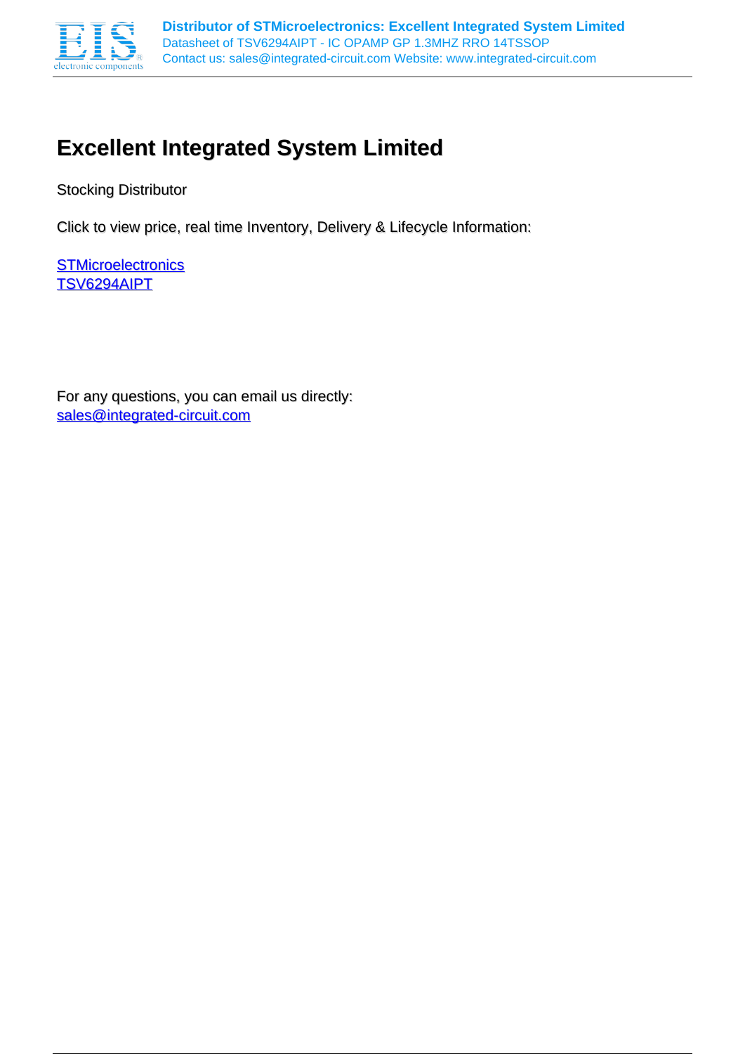# Excellent Integrated System Limited

Stocking Distributor

Click to view price, real time Inventory, Delivery & Lifecycle Information:

[STMicroelectronics](STMicroelectronics)
[TSV6294AIPT](TSV6294AIPT)

For any questions, you can email us directly:
[sales@integrated-circuit.com](mailto:sales@integrated-circuit.com)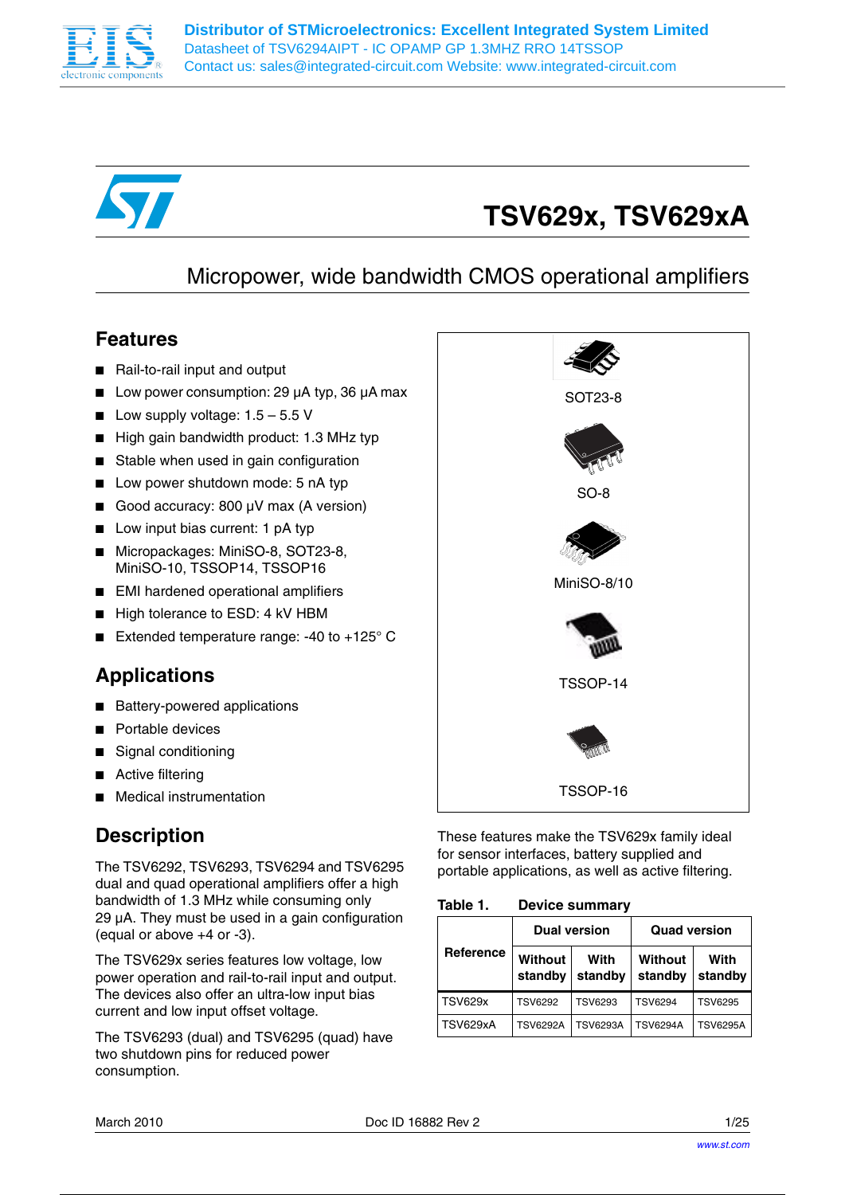# TSV629x, TSV629xA

## Micropower, wide bandwidth CMOS operational amplifiers

## Features

- Rail-to-rail input and output
- Low power consumption: 29 µA typ, 36 µA max
- Low supply voltage: 1.5 – 5.5 V
- High gain bandwidth product: 1.3 MHz typ
- Stable when used in gain configuration
- Low power shutdown mode: 5 nA typ
- Good accuracy: 800 µV max (A version)
- Low input bias current: 1 pA typ
- Micropackages: MiniSO-8, SOT23-8, MiniSO-10, TSSOP14, TSSOP16
- EMI hardened operational amplifiers
- High tolerance to ESD: 4 kV HBM
- Extended temperature range: -40 to +125° C

SOT23-8

SO-8

MiniSO-8/10

TSSOP-14

TSSOP-16

## Applications

- Battery-powered applications
- Portable devices
- Signal conditioning
- Active filtering
- Medical instrumentation

## Description

The TSV6292, TSV6293, TSV6294 and TSV6295 dual and quad operational amplifiers offer a high bandwidth of 1.3 MHz while consuming only 29 µA. They must be used in a gain configuration (equal or above +4 or -3).

The TSV629x series features low voltage, low power operation and rail-to-rail input and output. The devices also offer an ultra-low input bias current and low input offset voltage.

The TSV6293 (dual) and TSV6295 (quad) have two shutdown pins for reduced power consumption.

These features make the TSV629x family ideal for sensor interfaces, battery supplied and portable applications, as well as active filtering.

**Table 1. Device summary**

| Reference | Dual version | | Quad version | |
|---|---|---|---|---|
| | Without standby | With standby | Without standby | With standby |
| TSV629x | TSV6292 | TSV6293 | TSV6294 | TSV6295 |
| TSV629xA | TSV6292A | TSV6293A | TSV6294A | TSV6295A |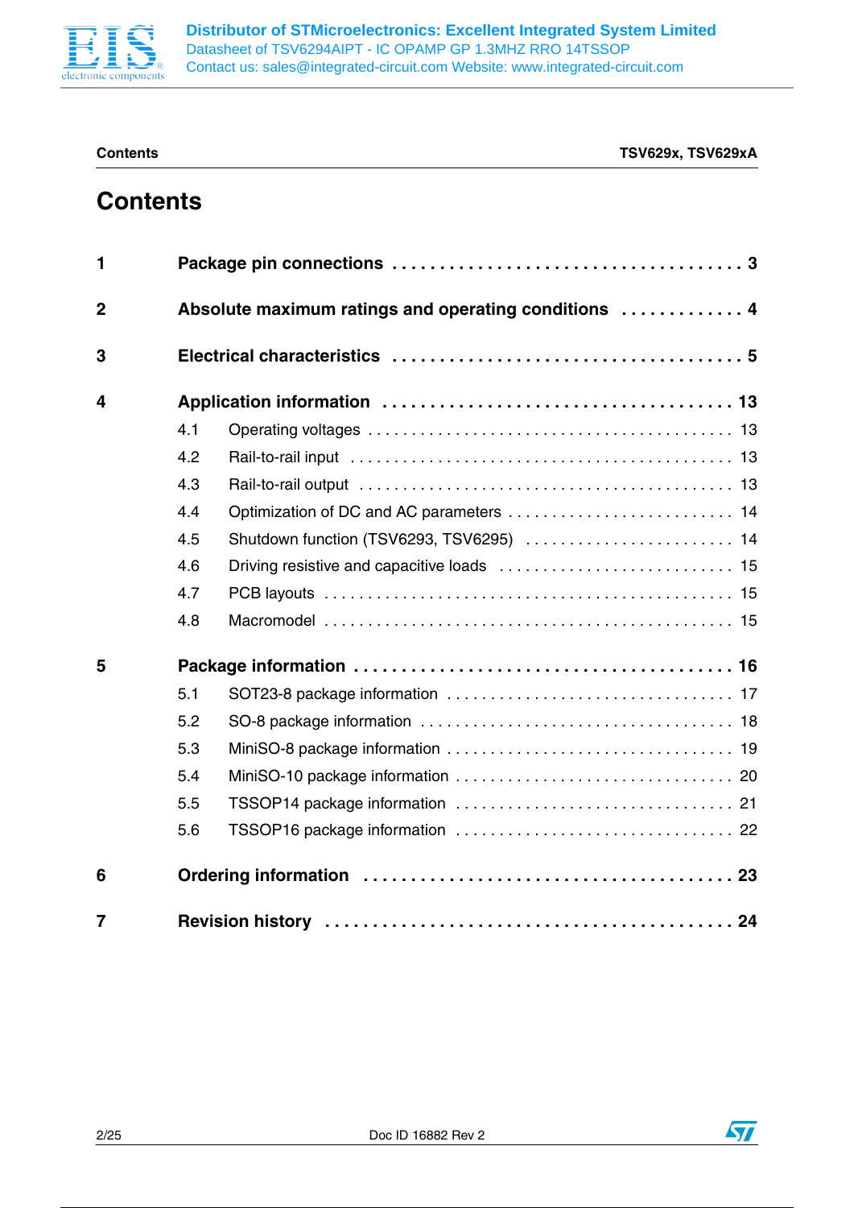# Contents

| | | |
|---|---|---|
| **1** | **Package pin connections** | **3** |
| **2** | **Absolute maximum ratings and operating conditions** | **4** |
| **3** | **Electrical characteristics** | **5** |
| **4** | **Application information** | **13** |
| 4.1 | Operating voltages | 13 |
| 4.2 | Rail-to-rail input | 13 |
| 4.3 | Rail-to-rail output | 13 |
| 4.4 | Optimization of DC and AC parameters | 14 |
| 4.5 | Shutdown function (TSV6293, TSV6295) | 14 |
| 4.6 | Driving resistive and capacitive loads | 15 |
| 4.7 | PCB layouts | 15 |
| 4.8 | Macromodel | 15 |
| **5** | **Package information** | **16** |
| 5.1 | SOT23-8 package information | 17 |
| 5.2 | SO-8 package information | 18 |
| 5.3 | MiniSO-8 package information | 19 |
| 5.4 | MiniSO-10 package information | 20 |
| 5.5 | TSSOP14 package information | 21 |
| 5.6 | TSSOP16 package information | 22 |
| **6** | **Ordering information** | **23** |
| **7** | **Revision history** | **24** |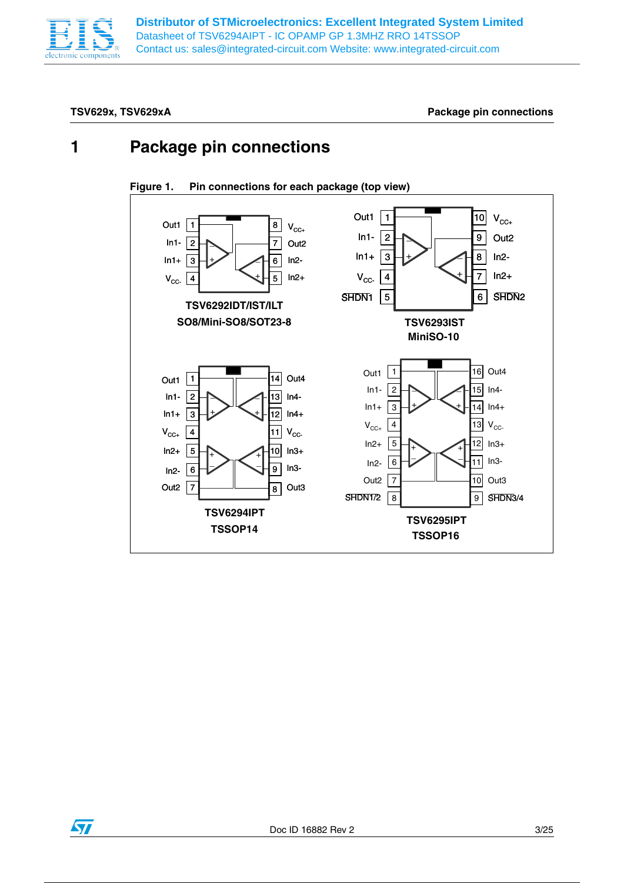# 1 Package pin connections

**Figure 1. Pin connections for each package (top view)**

TSV6292IDT/IST/ILT
SO8/Mini-SO8/SOT23-8

| Pin | Name | Pin | Name |
|---|---|---|---|
| 1 | Out1 | 8 | $V_{CC+}$ |
| 2 | In1- | 7 | Out2 |
| 3 | In1+ | 6 | In2- |
| 4 | $V_{CC-}$ | 5 | In2+ |

TSV6293IST
MiniSO-10

| Pin | Name | Pin | Name |
|---|---|---|---|
| 1 | Out1 | 10 | $V_{CC+}$ |
| 2 | In1- | 9 | Out2 |
| 3 | In1+ | 8 | In2- |
| 4 | $V_{CC-}$ | 7 | In2+ |
| 5 | SHDN1 | 6 | SHDN2 |

TSV6294IPT
TSSOP14

| Pin | Name | Pin | Name |
|---|---|---|---|
| 1 | Out1 | 14 | Out4 |
| 2 | In1- | 13 | In4- |
| 3 | In1+ | 12 | In4+ |
| 4 | $V_{CC+}$ | 11 | $V_{CC-}$ |
| 5 | In2+ | 10 | In3+ |
| 6 | In2- | 9 | In3- |
| 7 | Out2 | 8 | Out3 |

TSV6295IPT
TSSOP16

| Pin | Name | Pin | Name |
|---|---|---|---|
| 1 | Out1 | 16 | Out4 |
| 2 | In1- | 15 | In4- |
| 3 | In1+ | 14 | In4+ |
| 4 | $V_{CC+}$ | 13 | $V_{CC-}$ |
| 5 | In2+ | 12 | In3+ |
| 6 | In2- | 11 | In3- |
| 7 | Out2 | 10 | Out3 |
| 8 | SHDN1/2 | 9 | SHDN3/4 |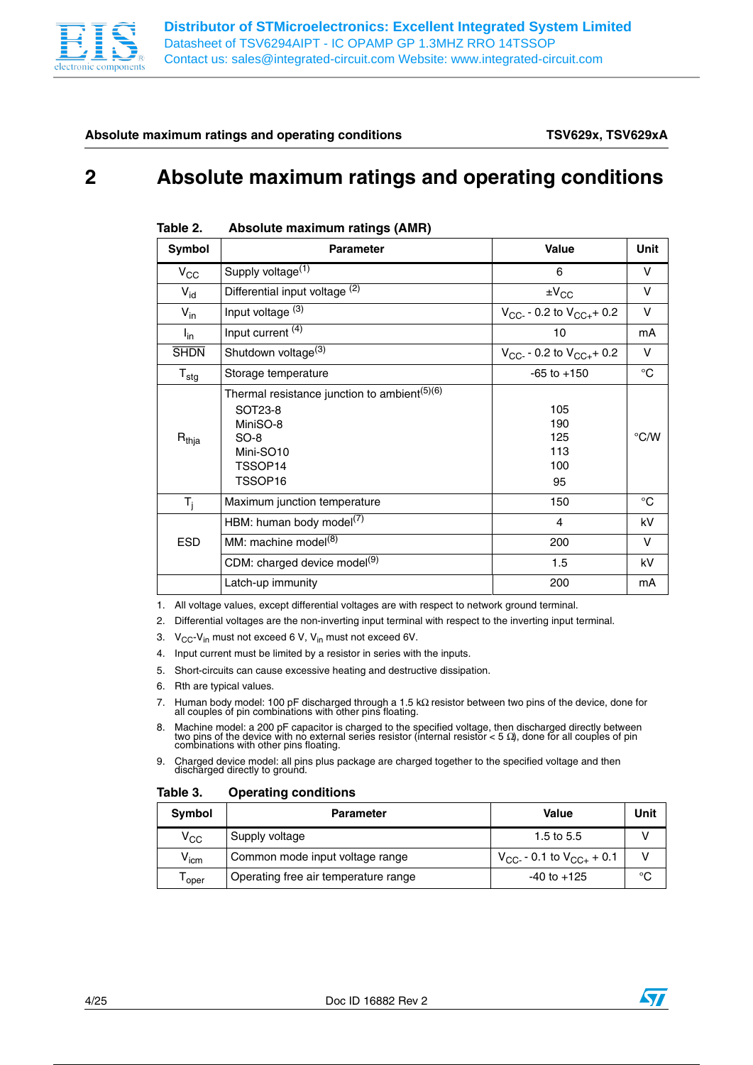# 2 Absolute maximum ratings and operating conditions

**Table 2. Absolute maximum ratings (AMR)**

| Symbol | Parameter | Value | Unit |
|---|---|---|---|
| $V_{CC}$ | Supply voltage[1] | 6 | V |
| $V_{id}$ | Differential input voltage [2] | $\pm V_{CC}$ | V |
| $V_{in}$ | Input voltage [3] | $V_{CC-}$ - 0.2 to $V_{CC+}$ + 0.2 | V |
| $I_{in}$ | Input current [4] | 10 | mA |
| $\overline{SHDN}$ | Shutdown voltage[3] | $V_{CC-}$ - 0.2 to $V_{CC+}$ + 0.2 | V |
| $T_{stg}$ | Storage temperature | -65 to +150 | °C |
| $R_{thja}$ | Thermal resistance junction to ambient[5][6]<br>SOT23-8<br>MiniSO-8<br>SO-8<br>Mini-SO10<br>TSSOP14<br>TSSOP16 | <br>105<br>190<br>125<br>113<br>100<br>95 | °C/W |
| $T_j$ | Maximum junction temperature | 150 | °C |
| ESD | HBM: human body model[7] | 4 | kV |
| | MM: machine model[8] | 200 | V |
| | CDM: charged device model[9] | 1.5 | kV |
| | Latch-up immunity | 200 | mA |

1. All voltage values, except differential voltages are with respect to network ground terminal.
2. Differential voltages are the non-inverting input terminal with respect to the inverting input terminal.
3. $V_{CC}$-$V_{in}$ must not exceed 6 V, $V_{in}$ must not exceed 6V.
4. Input current must be limited by a resistor in series with the inputs.
5. Short-circuits can cause excessive heating and destructive dissipation.
6. Rth are typical values.
7. Human body model: 100 pF discharged through a 1.5 kΩ resistor between two pins of the device, done for all couples of pin combinations with other pins floating.
8. Machine model: a 200 pF capacitor is charged to the specified voltage, then discharged directly between two pins of the device with no external series resistor (internal resistor < 5 Ω), done for all couples of pin combinations with other pins floating.
9. Charged device model: all pins plus package are charged together to the specified voltage and then discharged directly to ground.

**Table 3. Operating conditions**

| Symbol | Parameter | Value | Unit |
|---|---|---|---|
| $V_{CC}$ | Supply voltage | 1.5 to 5.5 | V |
| $V_{icm}$ | Common mode input voltage range | $V_{CC-}$ - 0.1 to $V_{CC+}$ + 0.1 | V |
| $T_{oper}$ | Operating free air temperature range | -40 to +125 | °C |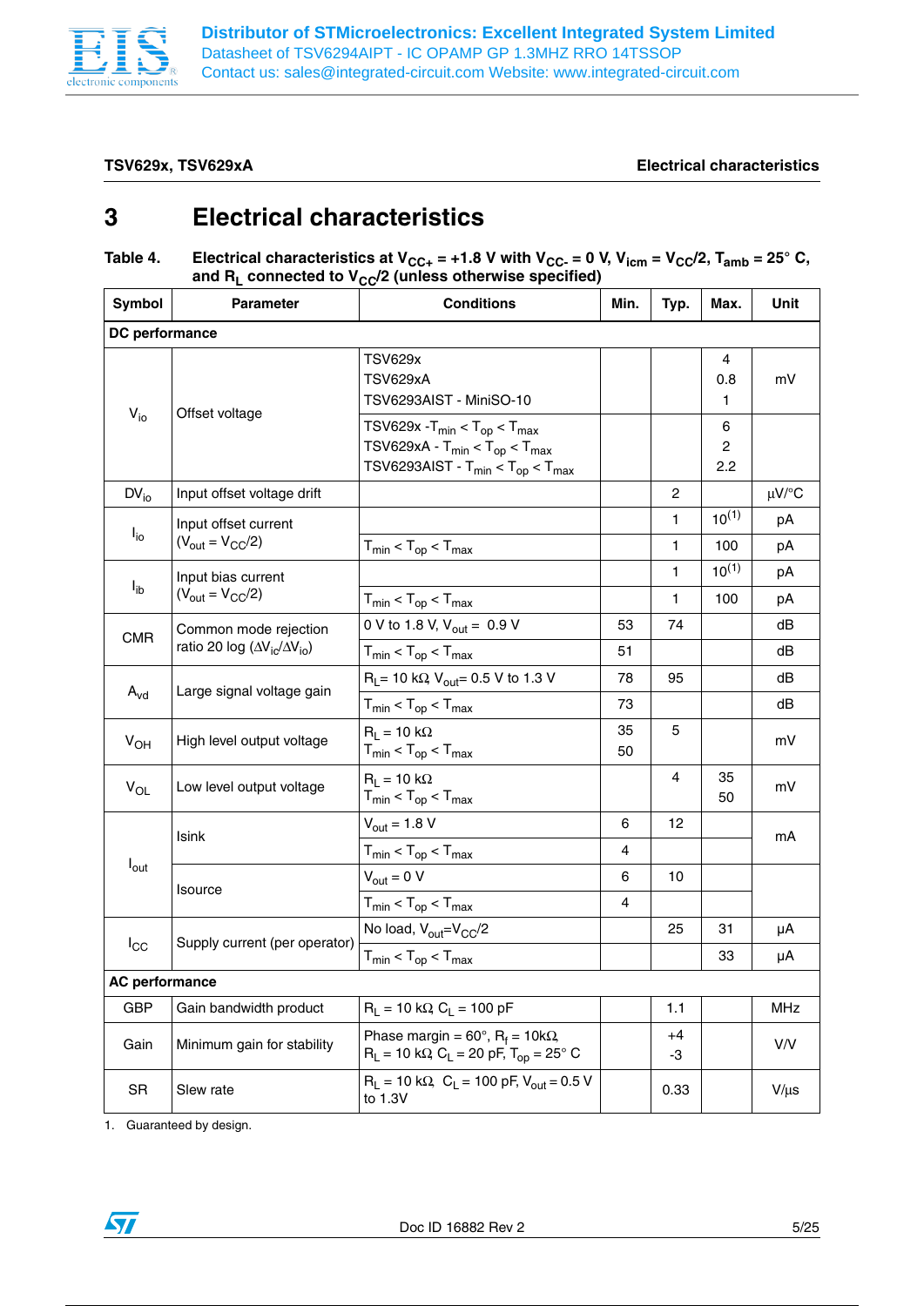# 3 Electrical characteristics

**Table 4. Electrical characteristics at $V_{CC+}$ = +1.8 V with $V_{CC-}$ = 0 V, $V_{icm} = V_{CC}/2$, $T_{amb}$ = 25° C, and $R_L$ connected to $V_{CC}/2$ (unless otherwise specified)**

| Symbol | Parameter | Conditions | Min. | Typ. | Max. | Unit |
|---|---|---|---|---|---|---|
| **DC performance** | | | | | | |
| $V_{io}$ | Offset voltage | TSV629x<br>TSV629xA<br>TSV6293AIST - MiniSO-10 | | | 4<br>0.8<br>1 | mV |
| | | TSV629x - $T_{min} < T_{op} < T_{max}$<br>TSV629xA - $T_{min} < T_{op} < T_{max}$<br>TSV6293AIST - $T_{min} < T_{op} < T_{max}$ | | | 6<br>2<br>2.2 | |
| $DV_{io}$ | Input offset voltage drift | | | 2 | | µV/°C |
| $I_{io}$ | Input offset current ($V_{out} = V_{CC}/2$) | | | 1 | 10(1) | pA |
| | | $T_{min} < T_{op} < T_{max}$ | | 1 | 100 | pA |
| $I_{ib}$ | Input bias current ($V_{out} = V_{CC}/2$) | | | 1 | 10(1) | pA |
| | | $T_{min} < T_{op} < T_{max}$ | | 1 | 100 | pA |
| CMR | Common mode rejection ratio 20 log ($\Delta V_{ic}/\Delta V_{io}$) | 0 V to 1.8 V, $V_{out}$ = 0.9 V | 53 | 74 | | dB |
| | | $T_{min} < T_{op} < T_{max}$ | 51 | | | dB |
| $A_{vd}$ | Large signal voltage gain | $R_L$ = 10 kΩ, $V_{out}$ = 0.5 V to 1.3 V | 78 | 95 | | dB |
| | | $T_{min} < T_{op} < T_{max}$ | 73 | | | dB |
| $V_{OH}$ | High level output voltage | $R_L$ = 10 kΩ<br>$T_{min} < T_{op} < T_{max}$ | 35<br>50 | 5 | | mV |
| $V_{OL}$ | Low level output voltage | $R_L$ = 10 kΩ<br>$T_{min} < T_{op} < T_{max}$ | | 4 | 35<br>50 | mV |
| $I_{out}$ | Isink | $V_{out}$ = 1.8 V | 6 | 12 | | mA |
| | | $T_{min} < T_{op} < T_{max}$ | 4 | | | |
| | Isource | $V_{out}$ = 0 V | 6 | 10 | | |
| | | $T_{min} < T_{op} < T_{max}$ | 4 | | | |
| $I_{CC}$ | Supply current (per operator) | No load, $V_{out} = V_{CC}/2$ | | 25 | 31 | µA |
| | | $T_{min} < T_{op} < T_{max}$ | | | 33 | µA |
| **AC performance** | | | | | | |
| GBP | Gain bandwidth product | $R_L$ = 10 kΩ, $C_L$ = 100 pF | | 1.1 | | MHz |
| Gain | Minimum gain for stability | Phase margin = 60°, $R_f$ = 10kΩ, $R_L$ = 10 kΩ, $C_L$ = 20 pF, $T_{op}$ = 25° C | | +4<br>-3 | | V/V |
| SR | Slew rate | $R_L$ = 10 kΩ, $C_L$ = 100 pF, $V_{out}$ = 0.5 V to 1.3V | | 0.33 | | V/µs |

1. Guaranteed by design.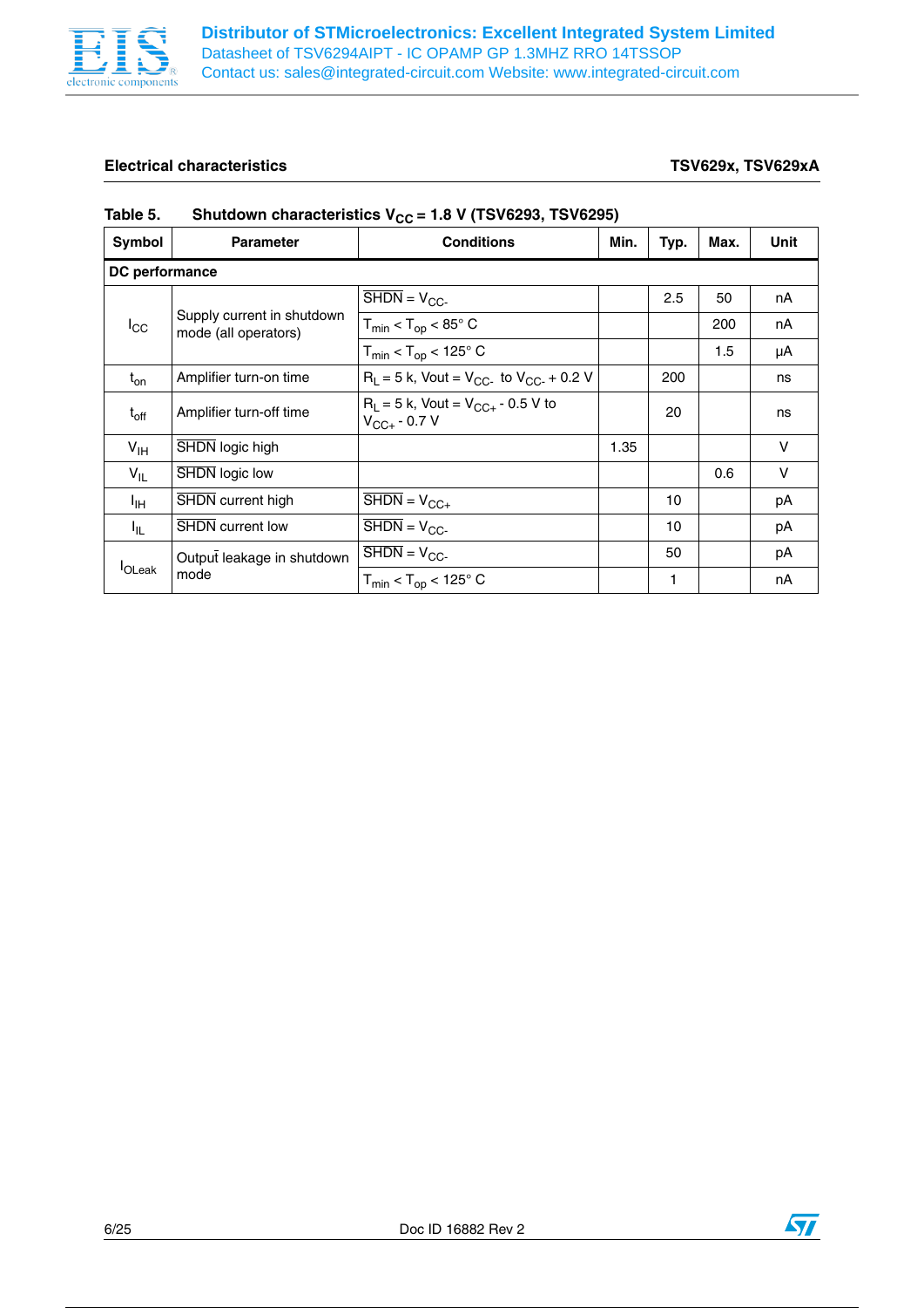## Electrical characteristics

**Table 5. Shutdown characteristics $V_{CC}$ = 1.8 V (TSV6293, TSV6295)**

| Symbol | Parameter | Conditions | Min. | Typ. | Max. | Unit |
|---|---|---|---|---|---|---|
| **DC performance** | | | | | | |
| $I_{CC}$ | Supply current in shutdown mode (all operators) | $\overline{SHDN}$ = $V_{CC-}$ | | 2.5 | 50 | nA |
| | | $T_{min} < T_{op} < 85°$ C | | | 200 | nA |
| | | $T_{min} < T_{op} < 125°$ C | | | 1.5 | µA |
| $t_{on}$ | Amplifier turn-on time | $R_L$ = 5 k, Vout = $V_{CC-}$ to $V_{CC-}$ + 0.2 V | | 200 | | ns |
| $t_{off}$ | Amplifier turn-off time | $R_L$ = 5 k, Vout = $V_{CC+}$ - 0.5 V to $V_{CC+}$ - 0.7 V | | 20 | | ns |
| $V_{IH}$ | $\overline{SHDN}$ logic high | | 1.35 | | | V |
| $V_{IL}$ | $\overline{SHDN}$ logic low | | | | 0.6 | V |
| $I_{IH}$ | $\overline{SHDN}$ current high | $\overline{SHDN}$ = $V_{CC+}$ | | 10 | | pA |
| $I_{IL}$ | $\overline{SHDN}$ current low | $\overline{SHDN}$ = $V_{CC-}$ | | 10 | | pA |
| $I_{OLeak}$ | Output leakage in shutdown mode | $\overline{SHDN}$ = $V_{CC-}$ | | 50 | | pA |
| | | $T_{min} < T_{op} < 125°$ C | | 1 | | nA |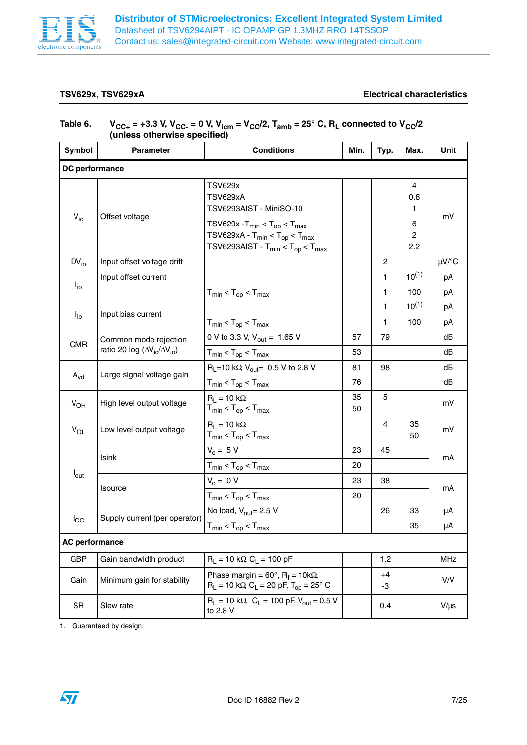**Table 6.** $V_{CC+}$ = +3.3 V, $V_{CC-}$ = 0 V, $V_{icm}$ = $V_{CC}/2$, $T_{amb}$ = 25° C, $R_L$ connected to $V_{CC}/2$ (unless otherwise specified)

| Symbol | Parameter | Conditions | Min. | Typ. | Max. | Unit |
|---|---|---|---|---|---|---|
| **DC performance** | | | | | | |
| $V_{io}$ | Offset voltage | TSV629x<br>TSV629xA<br>TSV6293AIST - MiniSO-10 | | | 4<br>0.8<br>1 | mV |
| | | TSV629x - $T_{min} < T_{op} < T_{max}$<br>TSV629xA - $T_{min} < T_{op} < T_{max}$<br>TSV6293AIST - $T_{min} < T_{op} < T_{max}$ | | | 6<br>2<br>2.2 | mV |
| $DV_{io}$ | Input offset voltage drift | | | 2 | | µV/°C |
| $I_{io}$ | Input offset current | | | 1 | 10[1] | pA |
| | | $T_{min} < T_{op} < T_{max}$ | | 1 | 100 | pA |
| $I_{ib}$ | Input bias current | | | 1 | 10[1] | pA |
| | | $T_{min} < T_{op} < T_{max}$ | | 1 | 100 | pA |
| CMR | Common mode rejection ratio 20 log ($\Delta V_{ic}/\Delta V_{io}$) | 0 V to 3.3 V, $V_{out}$ = 1.65 V | 57 | 79 | | dB |
| | | $T_{min} < T_{op} < T_{max}$ | 53 | | | dB |
| $A_{vd}$ | Large signal voltage gain | $R_L$=10 kΩ, $V_{out}$= 0.5 V to 2.8 V | 81 | 98 | | dB |
| | | $T_{min} < T_{op} < T_{max}$ | 76 | | | dB |
| $V_{OH}$ | High level output voltage | $R_L$ = 10 kΩ<br>$T_{min} < T_{op} < T_{max}$ | 35<br>50 | 5 | | mV |
| $V_{OL}$ | Low level output voltage | $R_L$ = 10 kΩ<br>$T_{min} < T_{op} < T_{max}$ | | 4 | 35<br>50 | mV |
| $I_{out}$ | Isink | $V_o$ = 5 V | 23 | 45 | | mA |
| | | $T_{min} < T_{op} < T_{max}$ | 20 | | | mA |
| | Isource | $V_o$ = 0 V | 23 | 38 | | mA |
| | | $T_{min} < T_{op} < T_{max}$ | 20 | | | mA |
| $I_{CC}$ | Supply current (per operator) | No load, $V_{out}$= 2.5 V | | 26 | 33 | µA |
| | | $T_{min} < T_{op} < T_{max}$ | | | 35 | µA |
| **AC performance** | | | | | | |
| GBP | Gain bandwidth product | $R_L$ = 10 kΩ, $C_L$ = 100 pF | | 1.2 | | MHz |
| Gain | Minimum gain for stability | Phase margin = 60°, $R_f$ = 10kΩ, $R_L$ = 10 kΩ, $C_L$ = 20 pF, $T_{op}$ = 25° C | | +4<br>-3 | | V/V |
| SR | Slew rate | $R_L$ = 10 kΩ, $C_L$ = 100 pF, $V_{out}$ = 0.5 V to 2.8 V | | 0.4 | | V/µs |

1. Guaranteed by design.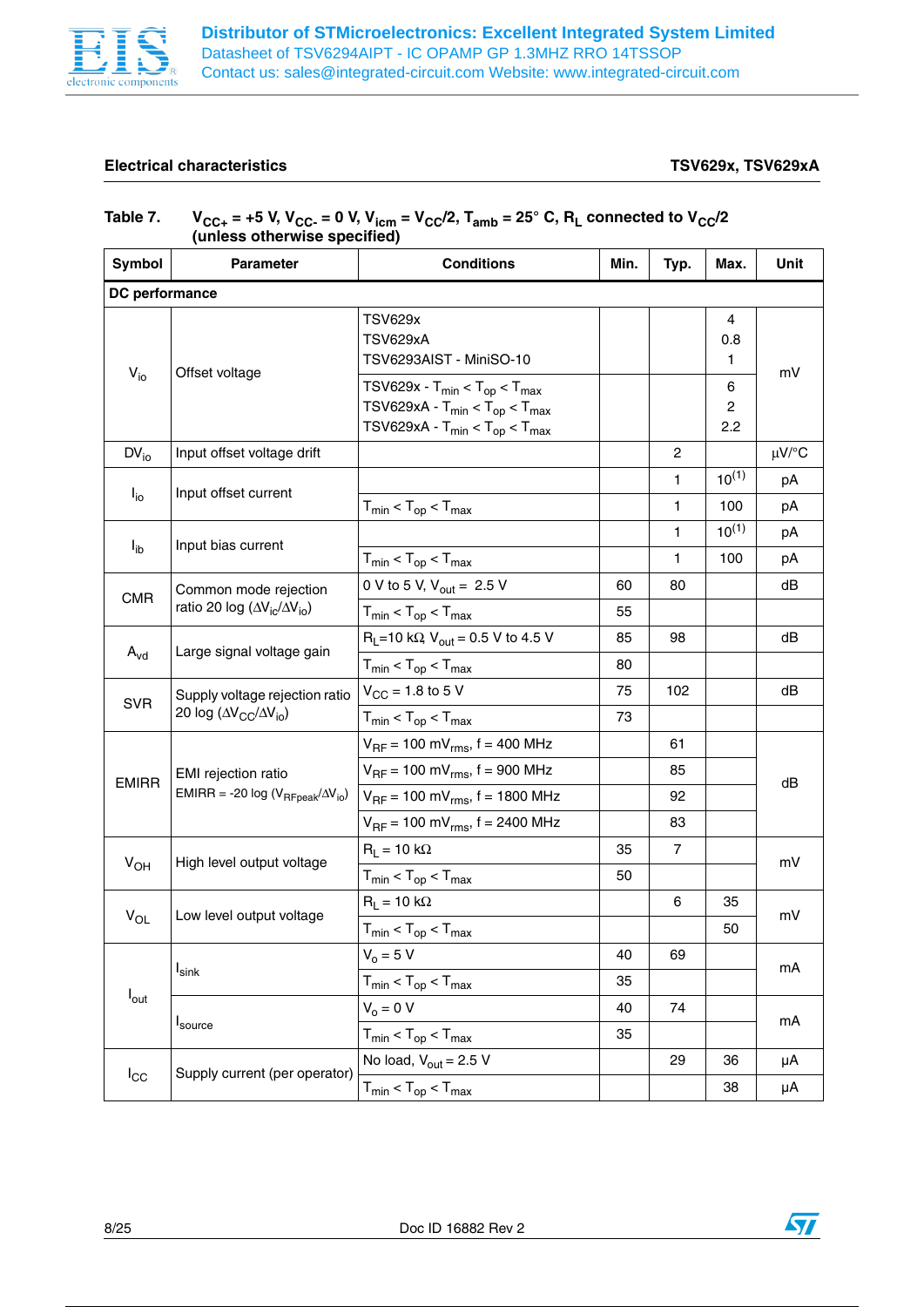**Table 7. $V_{CC+}$ = +5 V, $V_{CC-}$ = 0 V, $V_{icm}$ = $V_{CC}$/2, $T_{amb}$ = 25° C, $R_L$ connected to $V_{CC}$/2 (unless otherwise specified)**

| Symbol | Parameter | Conditions | Min. | Typ. | Max. | Unit |
|---|---|---|---|---|---|---|
| **DC performance** | | | | | | |
| $V_{io}$ | Offset voltage | TSV629x<br>TSV629xA<br>TSV6293AIST - MiniSO-10 | | | 4<br>0.8<br>1 | mV |
| | | TSV629x - $T_{min} < T_{op} < T_{max}$<br>TSV629xA - $T_{min} < T_{op} < T_{max}$<br>TSV629xA - $T_{min} < T_{op} < T_{max}$ | | | 6<br>2<br>2.2 | |
| $DV_{io}$ | Input offset voltage drift | | | 2 | | µV/°C |
| $I_{io}$ | Input offset current | | | 1 | 10[1] | pA |
| | | $T_{min} < T_{op} < T_{max}$ | | 1 | 100 | pA |
| $I_{ib}$ | Input bias current | | | 1 | 10[1] | pA |
| | | $T_{min} < T_{op} < T_{max}$ | | 1 | 100 | pA |
| CMR | Common mode rejection ratio 20 log ($\Delta V_{ic}/\Delta V_{io}$) | 0 V to 5 V, $V_{out}$ = 2.5 V | 60 | 80 | | dB |
| | | $T_{min} < T_{op} < T_{max}$ | 55 | | | |
| $A_{vd}$ | Large signal voltage gain | $R_L$=10 kΩ, $V_{out}$ = 0.5 V to 4.5 V | 85 | 98 | | dB |
| | | $T_{min} < T_{op} < T_{max}$ | 80 | | | |
| SVR | Supply voltage rejection ratio 20 log ($\Delta V_{CC}/\Delta V_{io}$) | $V_{CC}$ = 1.8 to 5 V | 75 | 102 | | dB |
| | | $T_{min} < T_{op} < T_{max}$ | 73 | | | |
| EMIRR | EMI rejection ratio<br>EMIRR = -20 log ($V_{RFpeak}/\Delta V_{io}$) | $V_{RF}$ = 100 $mV_{rms}$, f = 400 MHz | | 61 | | dB |
| | | $V_{RF}$ = 100 $mV_{rms}$, f = 900 MHz | | 85 | | |
| | | $V_{RF}$ = 100 $mV_{rms}$, f = 1800 MHz | | 92 | | |
| | | $V_{RF}$ = 100 $mV_{rms}$, f = 2400 MHz | | 83 | | |
| $V_{OH}$ | High level output voltage | $R_L$ = 10 kΩ | 35 | 7 | | mV |
| | | $T_{min} < T_{op} < T_{max}$ | 50 | | | |
| $V_{OL}$ | Low level output voltage | $R_L$ = 10 kΩ | | 6 | 35 | mV |
| | | $T_{min} < T_{op} < T_{max}$ | | | 50 | |
| $I_{out}$ | $I_{sink}$ | $V_o$ = 5 V | 40 | 69 | | mA |
| | | $T_{min} < T_{op} < T_{max}$ | 35 | | | |
| | $I_{source}$ | $V_o$ = 0 V | 40 | 74 | | mA |
| | | $T_{min} < T_{op} < T_{max}$ | 35 | | | |
| $I_{CC}$ | Supply current (per operator) | No load, $V_{out}$ = 2.5 V | | 29 | 36 | µA |
| | | $T_{min} < T_{op} < T_{max}$ | | | 38 | µA |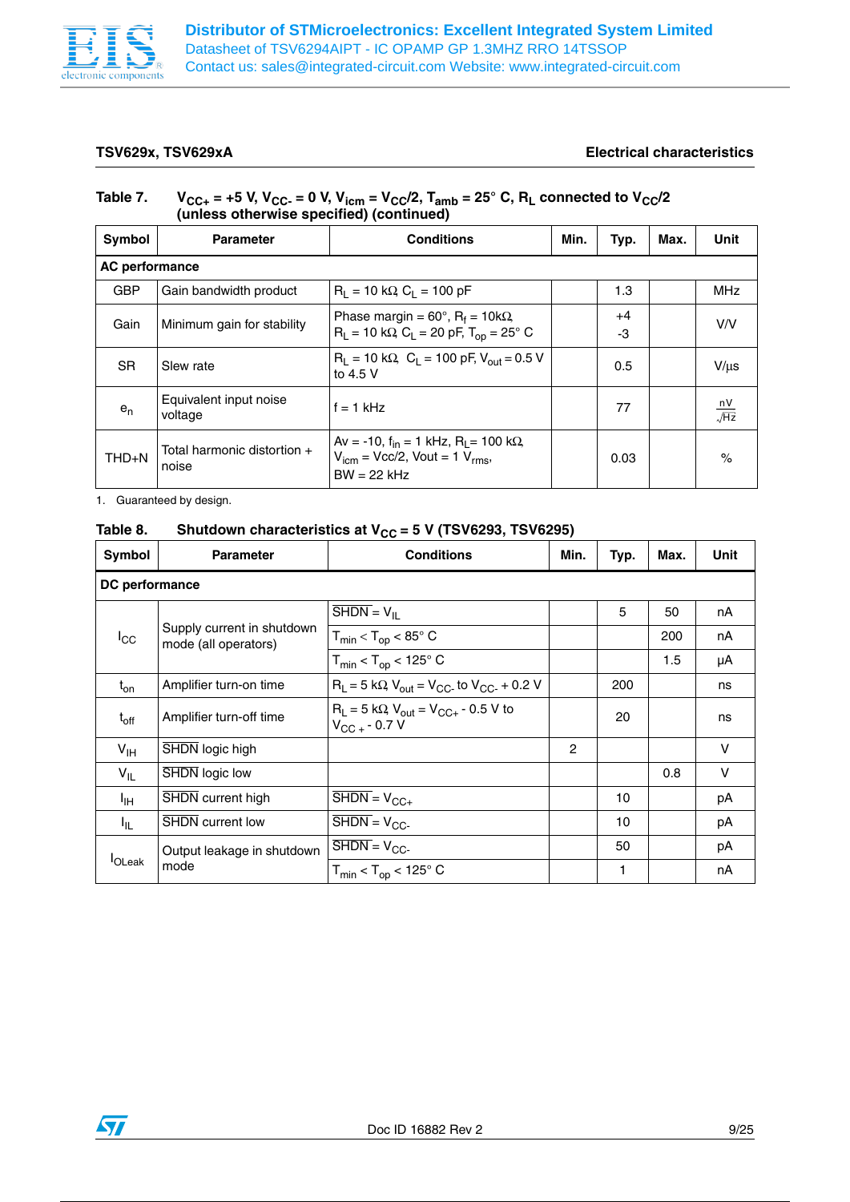**Table 7. $V_{CC+}$ = +5 V, $V_{CC-}$ = 0 V, $V_{icm}$ = $V_{CC}/2$, $T_{amb}$ = 25° C, $R_L$ connected to $V_{CC}/2$ (unless otherwise specified) (continued)**

| Symbol | Parameter | Conditions | Min. | Typ. | Max. | Unit |
|---|---|---|---|---|---|---|
| **AC performance** | | | | | | |
| GBP | Gain bandwidth product | $R_L$ = 10 kΩ, $C_L$ = 100 pF | | 1.3 | | MHz |
| Gain | Minimum gain for stability | Phase margin = 60°, $R_f$ = 10kΩ, $R_L$ = 10 kΩ, $C_L$ = 20 pF, $T_{op}$ = 25° C | | +4<br>-3 | | V/V |
| SR | Slew rate | $R_L$ = 10 kΩ, $C_L$ = 100 pF, $V_{out}$ = 0.5 V to 4.5 V | | 0.5 | | V/μs |
| $e_n$ | Equivalent input noise voltage | f = 1 kHz | | 77 | | $\frac{nV}{\sqrt{Hz}}$ |
| THD+N | Total harmonic distortion + noise | Av = -10, $f_{in}$ = 1 kHz, $R_L$= 100 kΩ, $V_{icm}$ = Vcc/2, Vout = 1 $V_{rms}$, BW = 22 kHz | | 0.03 | | % |

1. Guaranteed by design.

**Table 8. Shutdown characteristics at $V_{CC}$ = 5 V (TSV6293, TSV6295)**

| Symbol | Parameter | Conditions | Min. | Typ. | Max. | Unit |
|---|---|---|---|---|---|---|
| **DC performance** | | | | | | |
| $I_{CC}$ | Supply current in shutdown mode (all operators) | $\overline{SHDN}$ = $V_{IL}$ | | 5 | 50 | nA |
| | | $T_{min}$ < $T_{op}$ < 85° C | | | 200 | nA |
| | | $T_{min}$ < $T_{op}$ < 125° C | | | 1.5 | μA |
| $t_{on}$ | Amplifier turn-on time | $R_L$ = 5 kΩ, $V_{out}$ = $V_{CC-}$ to $V_{CC-}$ + 0.2 V | | 200 | | ns |
| $t_{off}$ | Amplifier turn-off time | $R_L$ = 5 kΩ, $V_{out}$ = $V_{CC+}$ - 0.5 V to $V_{CC+}$ - 0.7 V | | 20 | | ns |
| $V_{IH}$ | $\overline{SHDN}$ logic high | | 2 | | | V |
| $V_{IL}$ | $\overline{SHDN}$ logic low | | | | 0.8 | V |
| $I_{IH}$ | $\overline{SHDN}$ current high | $\overline{SHDN}$ = $V_{CC+}$ | | 10 | | pA |
| $I_{IL}$ | $\overline{SHDN}$ current low | $\overline{SHDN}$ = $V_{CC-}$ | | 10 | | pA |
| $I_{OLeak}$ | Output leakage in shutdown mode | $\overline{SHDN}$ = $V_{CC-}$ | | 50 | | pA |
| | | $T_{min}$ < $T_{op}$ < 125° C | | 1 | | nA |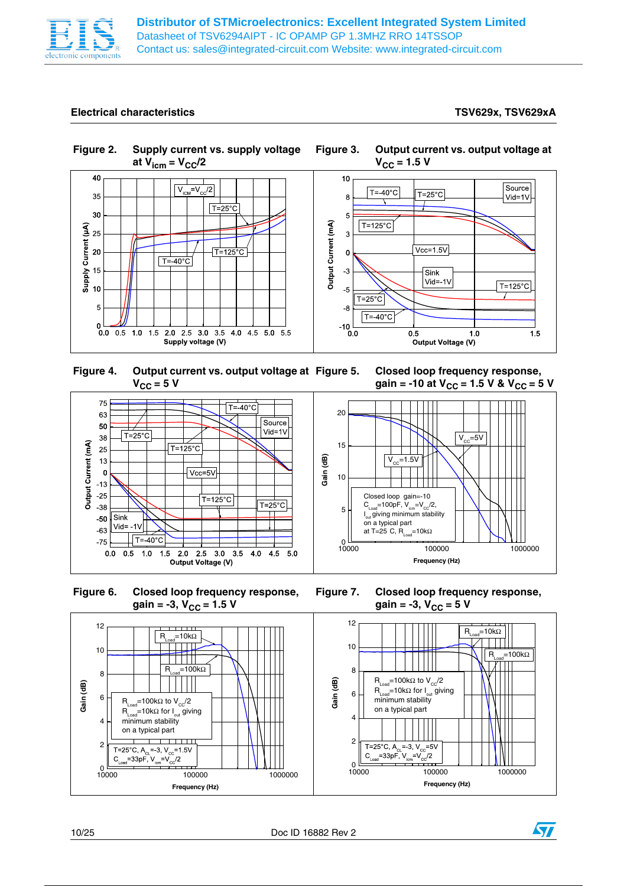## Electrical characteristics

**Figure 2. Supply current vs. supply voltage at $V_{icm} = V_{CC}/2$**

**Figure 3. Output current vs. output voltage at $V_{CC} = 1.5$ V**

**Figure 4. Output current vs. output voltage at $V_{CC} = 5$ V**

**Figure 5. Closed loop frequency response, gain = -10 at $V_{CC} = 1.5$ V & $V_{CC} = 5$ V**

**Figure 6. Closed loop frequency response, gain = -3, $V_{CC} = 1.5$ V**

**Figure 7. Closed loop frequency response, gain = -3, $V_{CC} = 5$ V**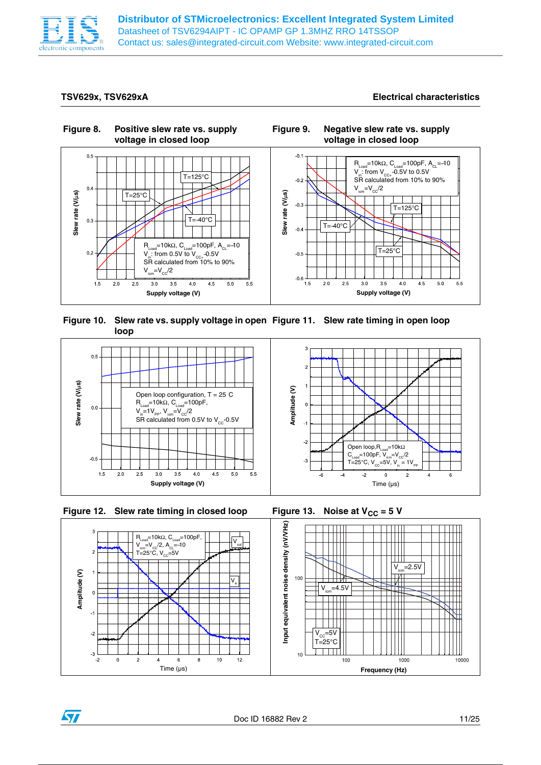## Electrical characteristics

**Figure 8. Positive slew rate vs. supply voltage in closed loop**

R$_{Load}$=10kΩ, C$_{Load}$=100pF, A$_{CL}$=-10
V$_{in}$: from 0.5V to V$_{CC+}$-0.5V
SR calculated from 10% to 90%
V$_{icm}$=V$_{CC}$/2

**Figure 9. Negative slew rate vs. supply voltage in closed loop**

R$_{Load}$=10kΩ, C$_{Load}$=100pF, A$_{CL}$=-10
V$_{in}$: from V$_{CC+}$-0.5V to 0.5V
SR calculated from 10% to 90%
V$_{icm}$=V$_{CC}$/2

**Figure 10. Slew rate vs. supply voltage in open loop**

Open loop configuration, T = 25 C
R$_{Load}$=10kΩ, C$_{Load}$=100pF,
V$_{in}$=1V$_{PP}$, V$_{icm}$=V$_{CC}$/2
SR calculated from 0.5V to V$_{CC}$-0.5V

**Figure 11. Slew rate timing in open loop**

Open loop,R$_{Load}$=10kΩ
C$_{Load}$=100pF, V$_{icm}$=V$_{CC}$/2
T=25°C, V$_{CC}$=5V, V$_{in}$ = 1V$_{PP}$

**Figure 12. Slew rate timing in closed loop**

R$_{Load}$=10kΩ, C$_{Load}$=100pF,
V$_{icm}$=V$_{CC}$/2, A$_{CL}$=-10
T=25°C, V$_{CC}$=5V

**Figure 13. Noise at V$_{CC}$ = 5 V**

V$_{CC}$=5V
T=25°C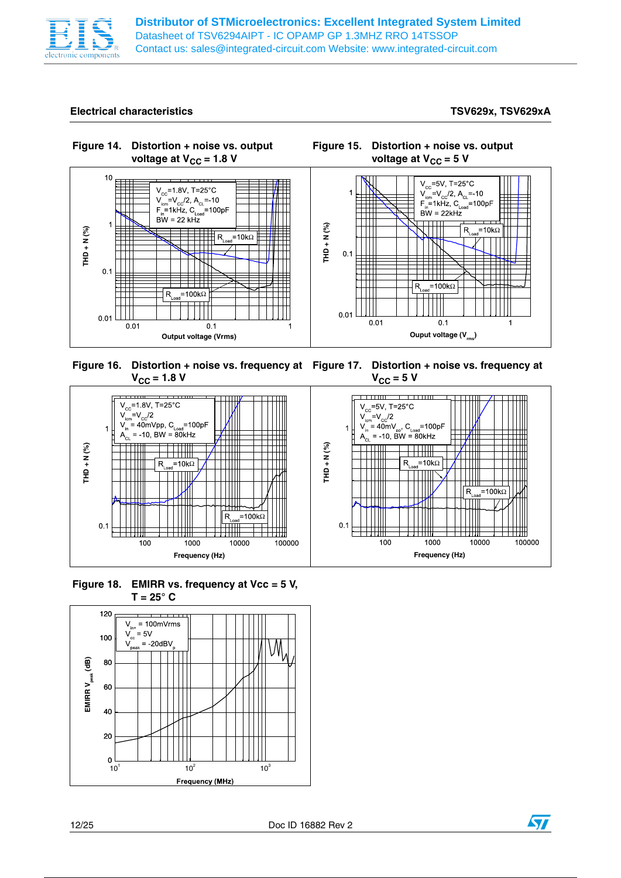## Electrical characteristics

**Figure 14. Distortion + noise vs. output voltage at $V_{CC}$ = 1.8 V**

**Figure 15. Distortion + noise vs. output voltage at $V_{CC}$ = 5 V**

**Figure 16. Distortion + noise vs. frequency at $V_{CC}$ = 1.8 V**

**Figure 17. Distortion + noise vs. frequency at $V_{CC}$ = 5 V**

**Figure 18. EMIRR vs. frequency at Vcc = 5 V, T = 25° C**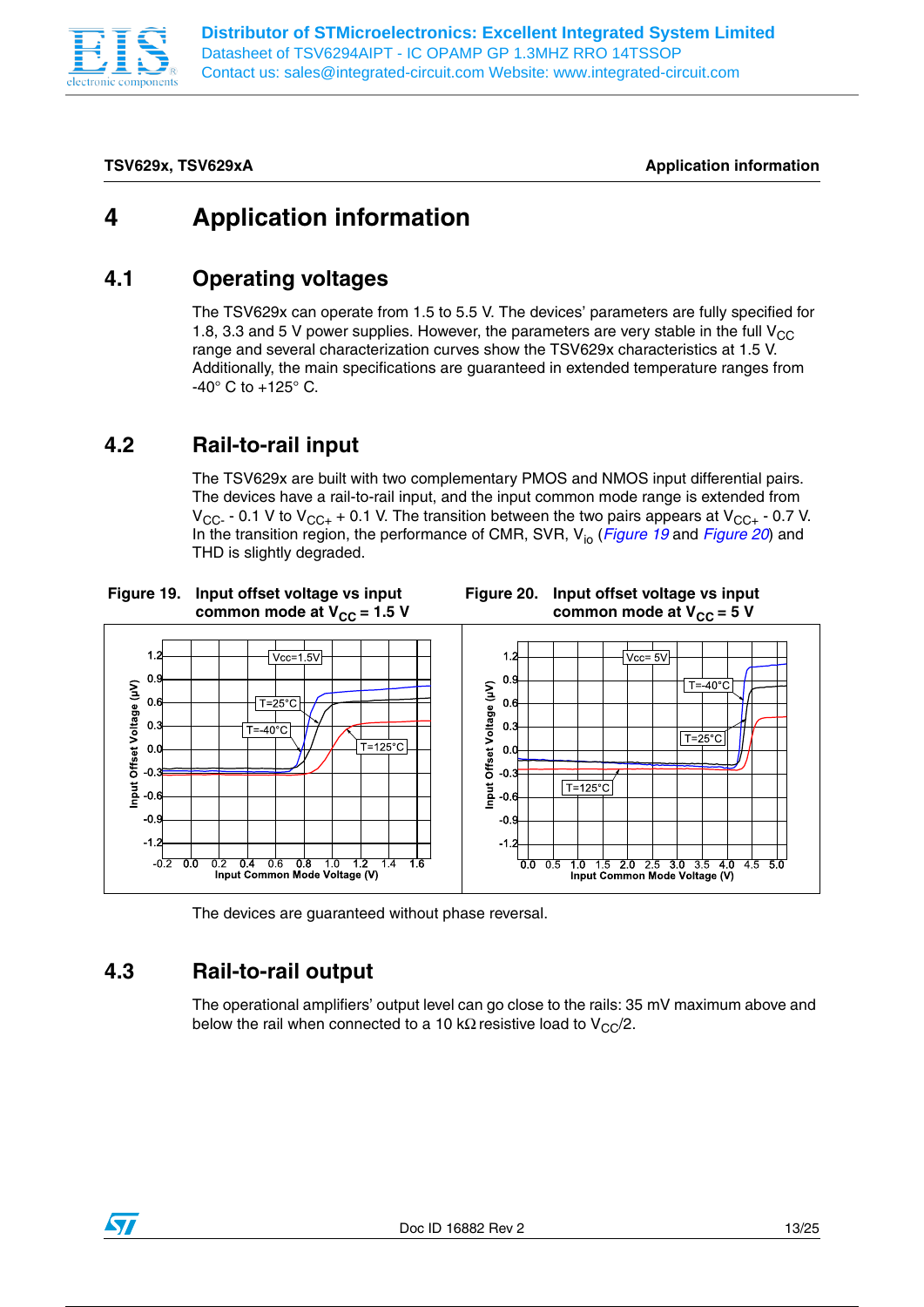# 4 Application information

## 4.1 Operating voltages

The TSV629x can operate from 1.5 to 5.5 V. The devices' parameters are fully specified for 1.8, 3.3 and 5 V power supplies. However, the parameters are very stable in the full $V_{CC}$ range and several characterization curves show the TSV629x characteristics at 1.5 V. Additionally, the main specifications are guaranteed in extended temperature ranges from -40° C to +125° C.

## 4.2 Rail-to-rail input

The TSV629x are built with two complementary PMOS and NMOS input differential pairs. The devices have a rail-to-rail input, and the input common mode range is extended from $V_{CC-}$ - 0.1 V to $V_{CC+}$ + 0.1 V. The transition between the two pairs appears at $V_{CC+}$ - 0.7 V. In the transition region, the performance of CMR, SVR, $V_{io}$ (*Figure 19* and *Figure 20*) and THD is slightly degraded.

**Figure 19. Input offset voltage vs input common mode at $V_{CC}$ = 1.5 V**

**Figure 20. Input offset voltage vs input common mode at $V_{CC}$ = 5 V**

The devices are guaranteed without phase reversal.

## 4.3 Rail-to-rail output

The operational amplifiers' output level can go close to the rails: 35 mV maximum above and below the rail when connected to a 10 kΩ resistive load to $V_{CC}/2$.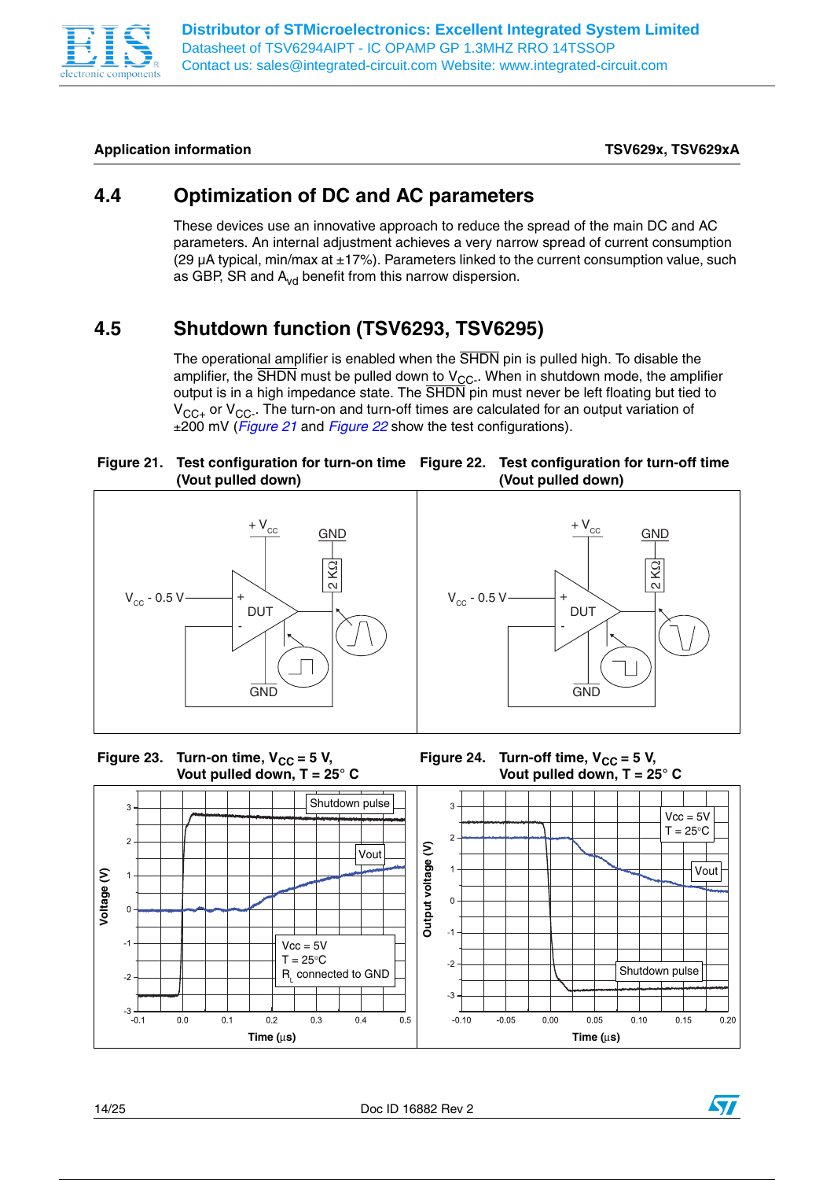## 4.4 Optimization of DC and AC parameters

These devices use an innovative approach to reduce the spread of the main DC and AC parameters. An internal adjustment achieves a very narrow spread of current consumption (29 µA typical, min/max at ±17%). Parameters linked to the current consumption value, such as GBP, SR and $A_{vd}$ benefit from this narrow dispersion.

## 4.5 Shutdown function (TSV6293, TSV6295)

The operational amplifier is enabled when the $\overline{SHDN}$ pin is pulled high. To disable the amplifier, the $\overline{SHDN}$ must be pulled down to $V_{CC-}$. When in shutdown mode, the amplifier output is in a high impedance state. The $\overline{SHDN}$ pin must never be left floating but tied to $V_{CC+}$ or $V_{CC-}$. The turn-on and turn-off times are calculated for an output variation of ±200 mV (*Figure 21* and *Figure 22* show the test configurations).

**Figure 21. Test configuration for turn-on time (Vout pulled down)**

**Figure 22. Test configuration for turn-off time (Vout pulled down)**

**Figure 23. Turn-on time, $V_{CC}$ = 5 V, Vout pulled down, T = 25° C**

**Figure 24. Turn-off time, $V_{CC}$ = 5 V, Vout pulled down, T = 25° C**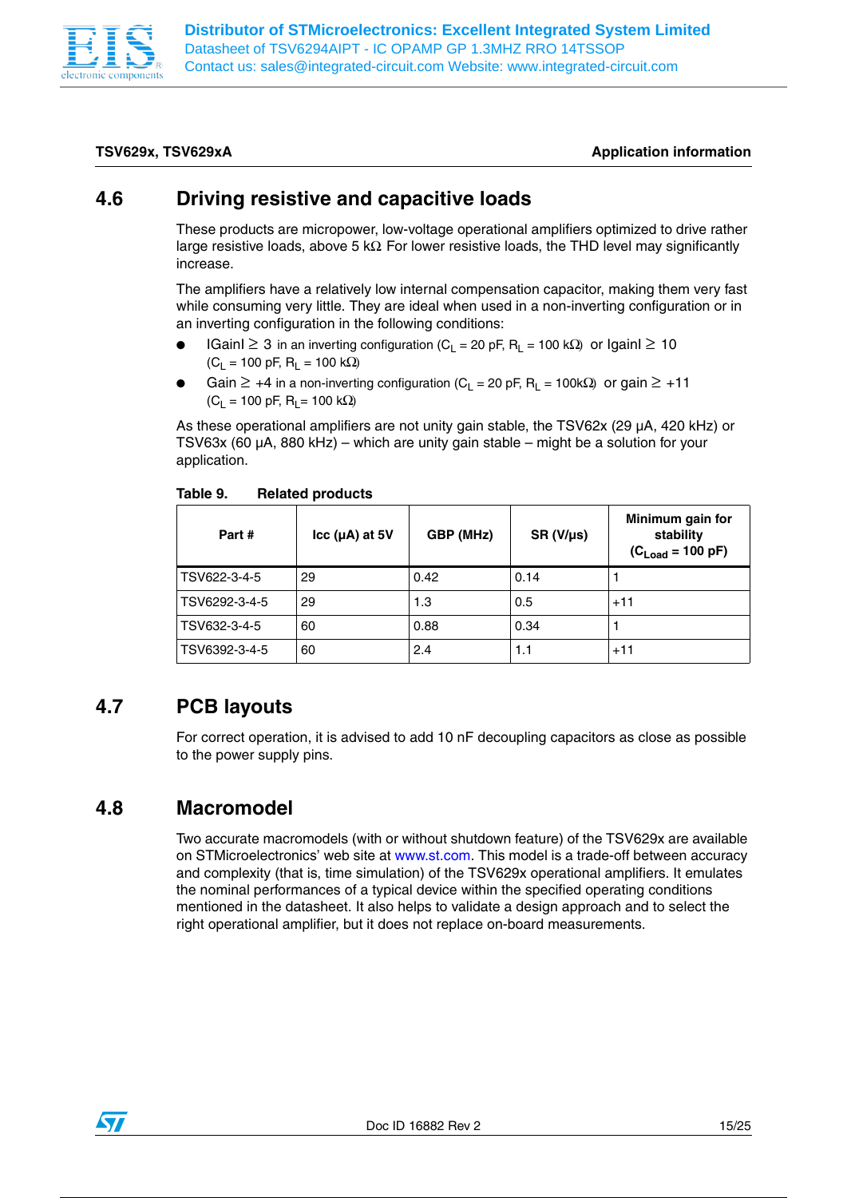## 4.6 Driving resistive and capacitive loads

These products are micropower, low-voltage operational amplifiers optimized to drive rather large resistive loads, above 5 kΩ For lower resistive loads, the THD level may significantly increase.

The amplifiers have a relatively low internal compensation capacitor, making them very fast while consuming very little. They are ideal when used in a non-inverting configuration or in an inverting configuration in the following conditions:

- |Gain| ≥ 3 in an inverting configuration ($C_L$ = 20 pF, $R_L$ = 100 kΩ) or |gain| ≥ 10 ($C_L$ = 100 pF, $R_L$ = 100 kΩ)
- Gain ≥ +4 in a non-inverting configuration ($C_L$ = 20 pF, $R_L$ = 100kΩ) or gain ≥ +11 ($C_L$ = 100 pF, $R_L$= 100 kΩ)

As these operational amplifiers are not unity gain stable, the TSV62x (29 µA, 420 kHz) or TSV63x (60 µA, 880 kHz) – which are unity gain stable – might be a solution for your application.

**Table 9. Related products**

| Part # | Icc (µA) at 5V | GBP (MHz) | SR (V/µs) | Minimum gain for stability ($C_{Load}$ = 100 pF) |
|---|---|---|---|---|
| TSV622-3-4-5 | 29 | 0.42 | 0.14 | 1 |
| TSV6292-3-4-5 | 29 | 1.3 | 0.5 | +11 |
| TSV632-3-4-5 | 60 | 0.88 | 0.34 | 1 |
| TSV6392-3-4-5 | 60 | 2.4 | 1.1 | +11 |

## 4.7 PCB layouts

For correct operation, it is advised to add 10 nF decoupling capacitors as close as possible to the power supply pins.

## 4.8 Macromodel

Two accurate macromodels (with or without shutdown feature) of the TSV629x are available on STMicroelectronics' web site at www.st.com. This model is a trade-off between accuracy and complexity (that is, time simulation) of the TSV629x operational amplifiers. It emulates the nominal performances of a typical device within the specified operating conditions mentioned in the datasheet. It also helps to validate a design approach and to select the right operational amplifier, but it does not replace on-board measurements.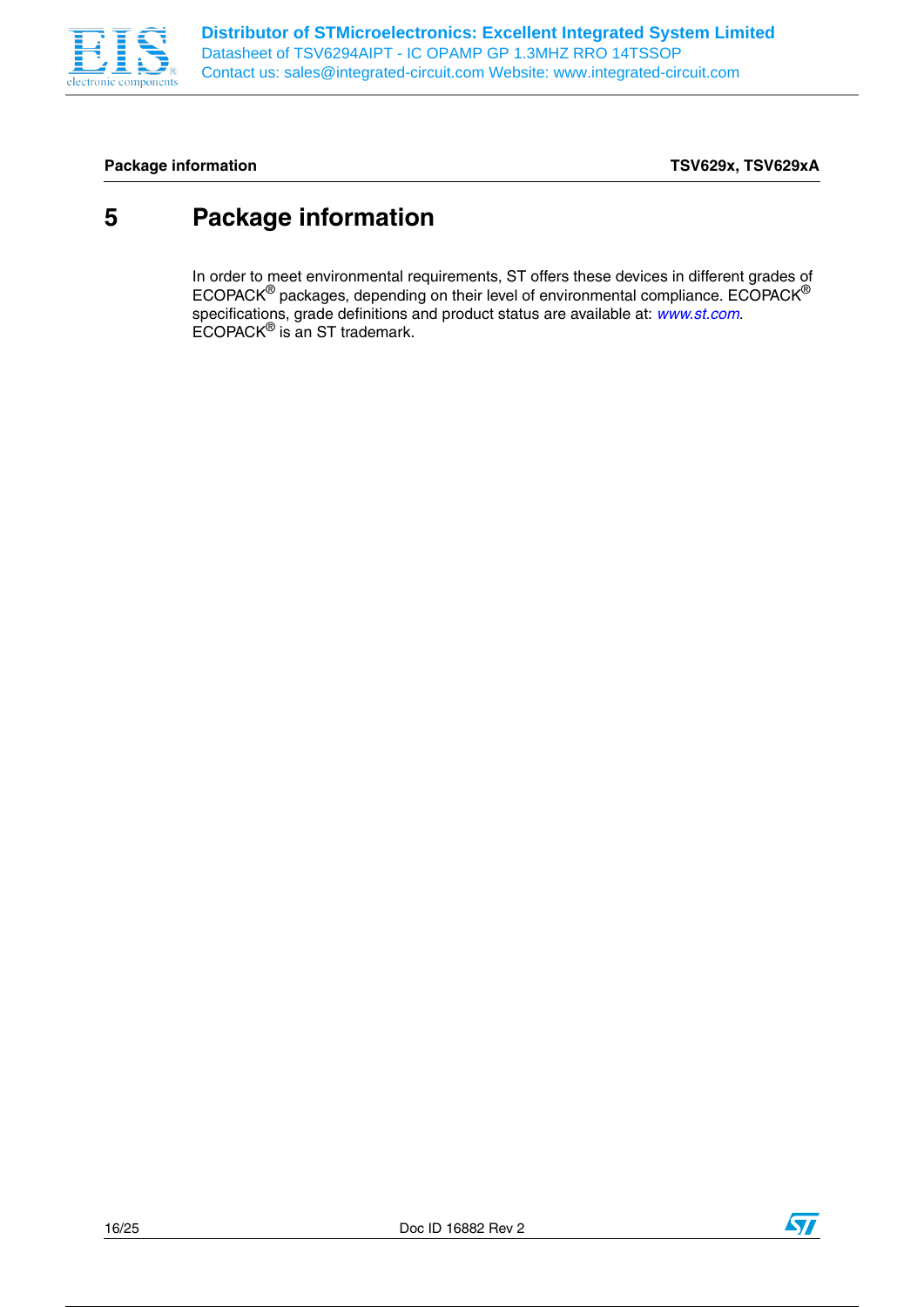# 5 Package information

In order to meet environmental requirements, ST offers these devices in different grades of ECOPACK® packages, depending on their level of environmental compliance. ECOPACK® specifications, grade definitions and product status are available at: *www.st.com*. ECOPACK® is an ST trademark.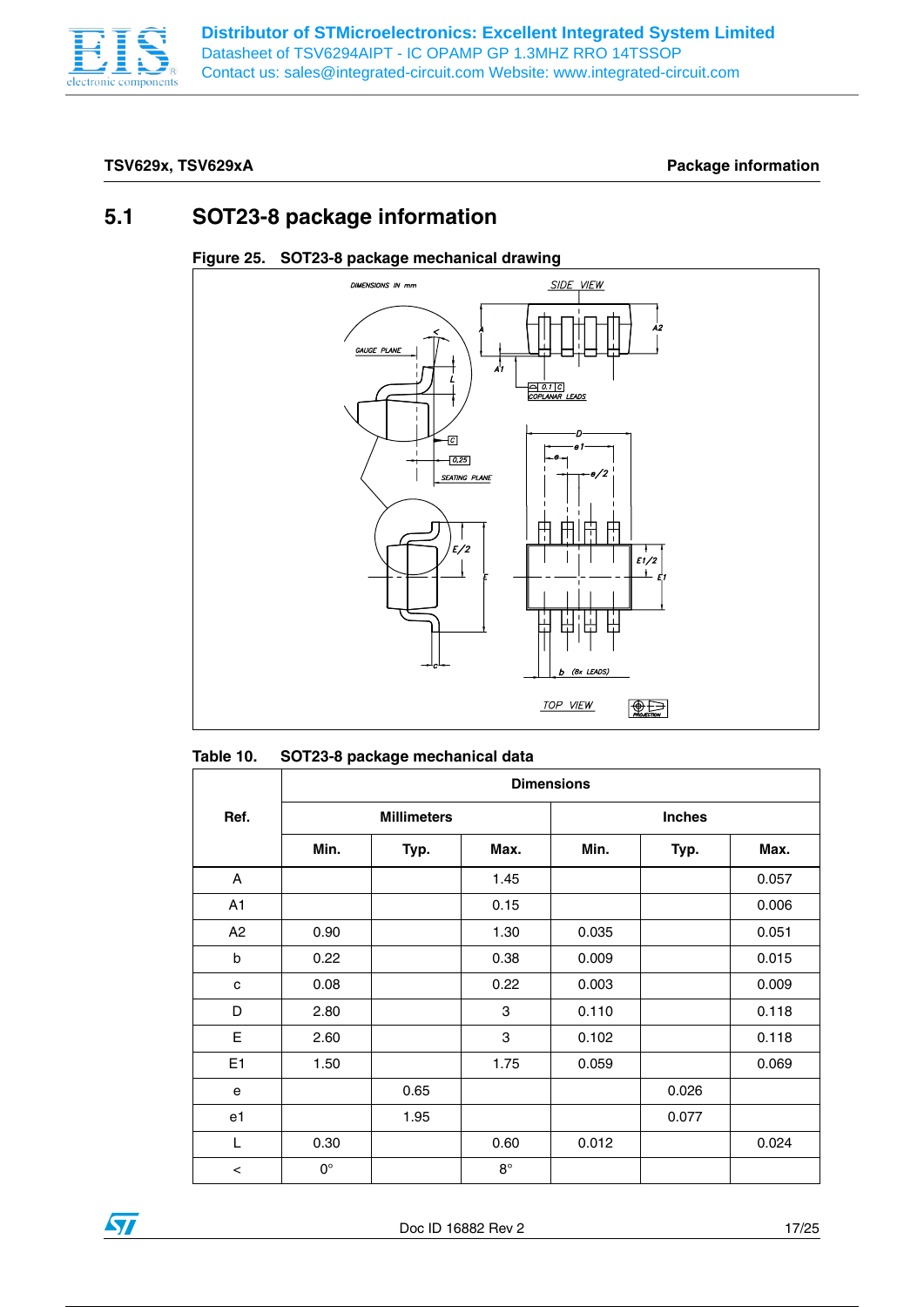## 5.1 SOT23-8 package information

**Figure 25. SOT23-8 package mechanical drawing**

DIMENSIONS IN mm

SIDE VIEW

TOP VIEW

**Table 10. SOT23-8 package mechanical data**

| Ref. | Dimensions | | | | | |
|---|---|---|---|---|---|---|
| | Millimeters | | | Inches | | |
| | Min. | Typ. | Max. | Min. | Typ. | Max. |
| A | | | 1.45 | | | 0.057 |
| A1 | | | 0.15 | | | 0.006 |
| A2 | 0.90 | | 1.30 | 0.035 | | 0.051 |
| b | 0.22 | | 0.38 | 0.009 | | 0.015 |
| c | 0.08 | | 0.22 | 0.003 | | 0.009 |
| D | 2.80 | | 3 | 0.110 | | 0.118 |
| E | 2.60 | | 3 | 0.102 | | 0.118 |
| E1 | 1.50 | | 1.75 | 0.059 | | 0.069 |
| e | | 0.65 | | | 0.026 | |
| e1 | | 1.95 | | | 0.077 | |
| L | 0.30 | | 0.60 | 0.012 | | 0.024 |
| < | 0° | | 8° | | | |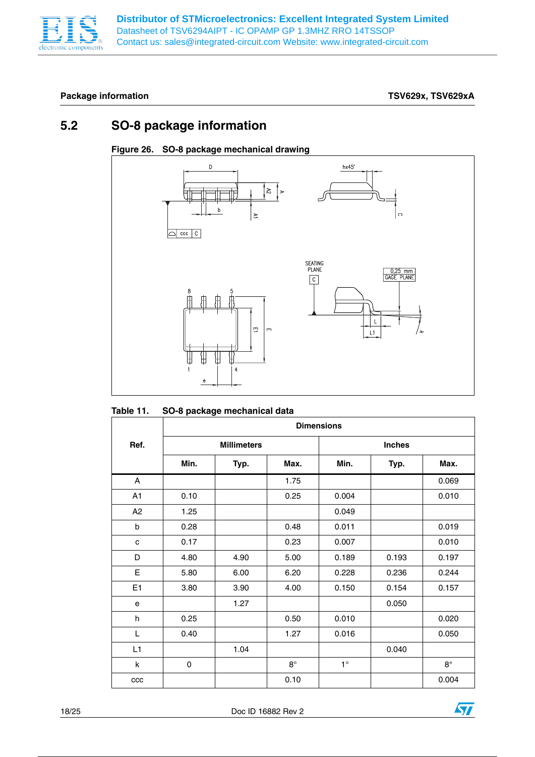## 5.2 SO-8 package information

**Figure 26. SO-8 package mechanical drawing**

**Table 11. SO-8 package mechanical data**

| Ref. | Dimensions | | | | | |
|---|---|---|---|---|---|---|
| | Millimeters | | | Inches | | |
| | Min. | Typ. | Max. | Min. | Typ. | Max. |
| A | | | 1.75 | | | 0.069 |
| A1 | 0.10 | | 0.25 | 0.004 | | 0.010 |
| A2 | 1.25 | | | 0.049 | | |
| b | 0.28 | | 0.48 | 0.011 | | 0.019 |
| c | 0.17 | | 0.23 | 0.007 | | 0.010 |
| D | 4.80 | 4.90 | 5.00 | 0.189 | 0.193 | 0.197 |
| E | 5.80 | 6.00 | 6.20 | 0.228 | 0.236 | 0.244 |
| E1 | 3.80 | 3.90 | 4.00 | 0.150 | 0.154 | 0.157 |
| e | | 1.27 | | | 0.050 | |
| h | 0.25 | | 0.50 | 0.010 | | 0.020 |
| L | 0.40 | | 1.27 | 0.016 | | 0.050 |
| L1 | | 1.04 | | | 0.040 | |
| k | 0 | | 8° | 1° | | 8° |
| ccc | | | 0.10 | | | 0.004 |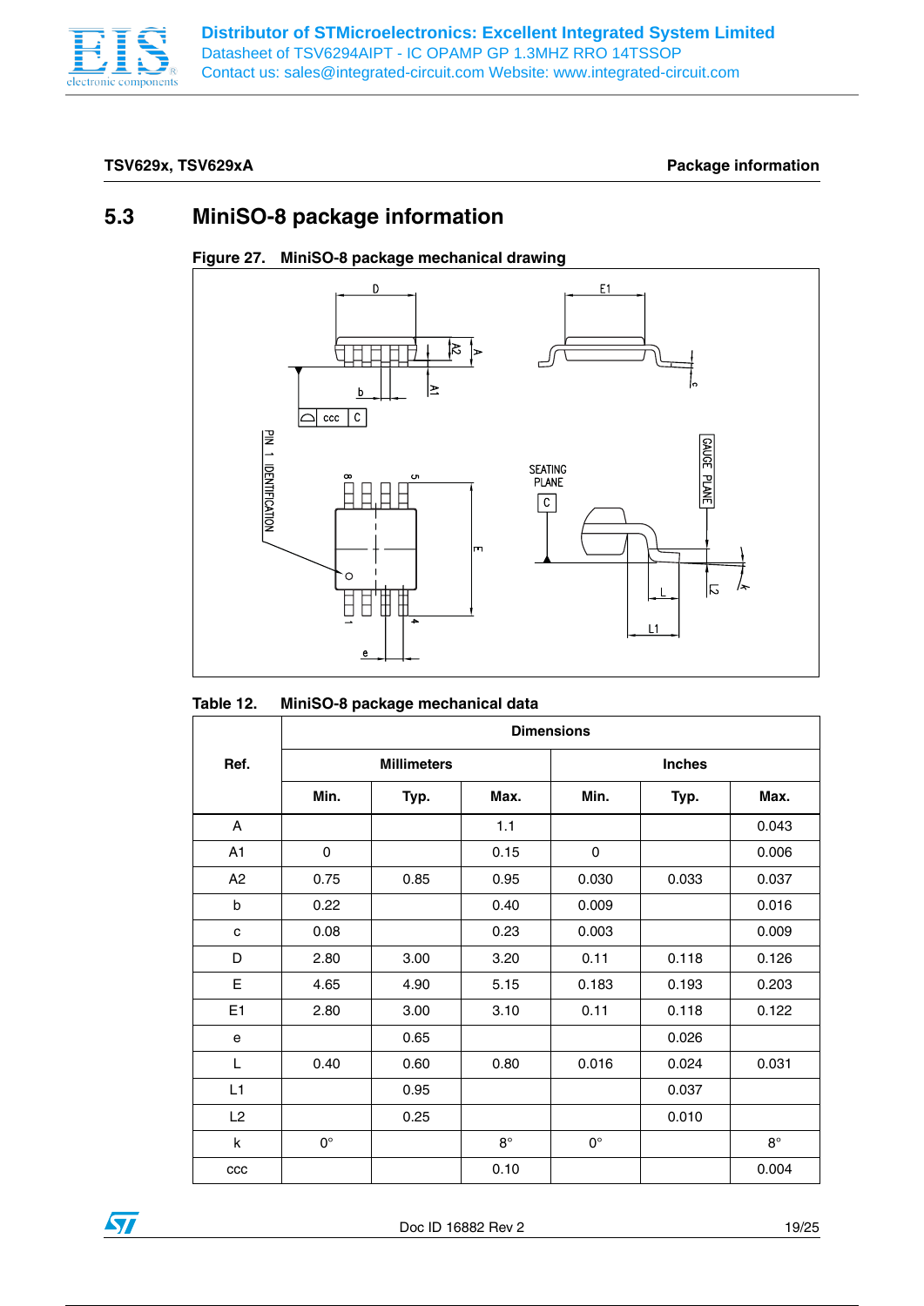## 5.3 MiniSO-8 package information

**Figure 27. MiniSO-8 package mechanical drawing**

**Table 12. MiniSO-8 package mechanical data**

| Ref. | Dimensions | | | | | |
|---|---|---|---|---|---|---|
| | Millimeters | | | Inches | | |
| | Min. | Typ. | Max. | Min. | Typ. | Max. |
| A | | | 1.1 | | | 0.043 |
| A1 | 0 | | 0.15 | 0 | | 0.006 |
| A2 | 0.75 | 0.85 | 0.95 | 0.030 | 0.033 | 0.037 |
| b | 0.22 | | 0.40 | 0.009 | | 0.016 |
| c | 0.08 | | 0.23 | 0.003 | | 0.009 |
| D | 2.80 | 3.00 | 3.20 | 0.11 | 0.118 | 0.126 |
| E | 4.65 | 4.90 | 5.15 | 0.183 | 0.193 | 0.203 |
| E1 | 2.80 | 3.00 | 3.10 | 0.11 | 0.118 | 0.122 |
| e | | 0.65 | | | 0.026 | |
| L | 0.40 | 0.60 | 0.80 | 0.016 | 0.024 | 0.031 |
| L1 | | 0.95 | | | 0.037 | |
| L2 | | 0.25 | | | 0.010 | |
| k | 0° | | 8° | 0° | | 8° |
| ccc | | | 0.10 | | | 0.004 |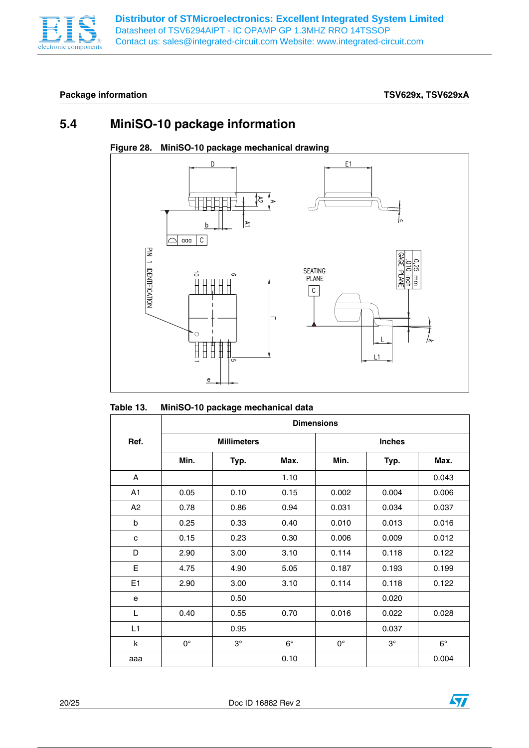## 5.4 MiniSO-10 package information

**Figure 28. MiniSO-10 package mechanical drawing**

**Table 13. MiniSO-10 package mechanical data**

| Ref. | Dimensions | | | | | |
|---|---|---|---|---|---|---|
| | Millimeters | | | Inches | | |
| | Min. | Typ. | Max. | Min. | Typ. | Max. |
| A | | | 1.10 | | | 0.043 |
| A1 | 0.05 | 0.10 | 0.15 | 0.002 | 0.004 | 0.006 |
| A2 | 0.78 | 0.86 | 0.94 | 0.031 | 0.034 | 0.037 |
| b | 0.25 | 0.33 | 0.40 | 0.010 | 0.013 | 0.016 |
| c | 0.15 | 0.23 | 0.30 | 0.006 | 0.009 | 0.012 |
| D | 2.90 | 3.00 | 3.10 | 0.114 | 0.118 | 0.122 |
| E | 4.75 | 4.90 | 5.05 | 0.187 | 0.193 | 0.199 |
| E1 | 2.90 | 3.00 | 3.10 | 0.114 | 0.118 | 0.122 |
| e | | 0.50 | | | 0.020 | |
| L | 0.40 | 0.55 | 0.70 | 0.016 | 0.022 | 0.028 |
| L1 | | 0.95 | | | 0.037 | |
| k | 0° | 3° | 6° | 0° | 3° | 6° |
| aaa | | | 0.10 | | | 0.004 |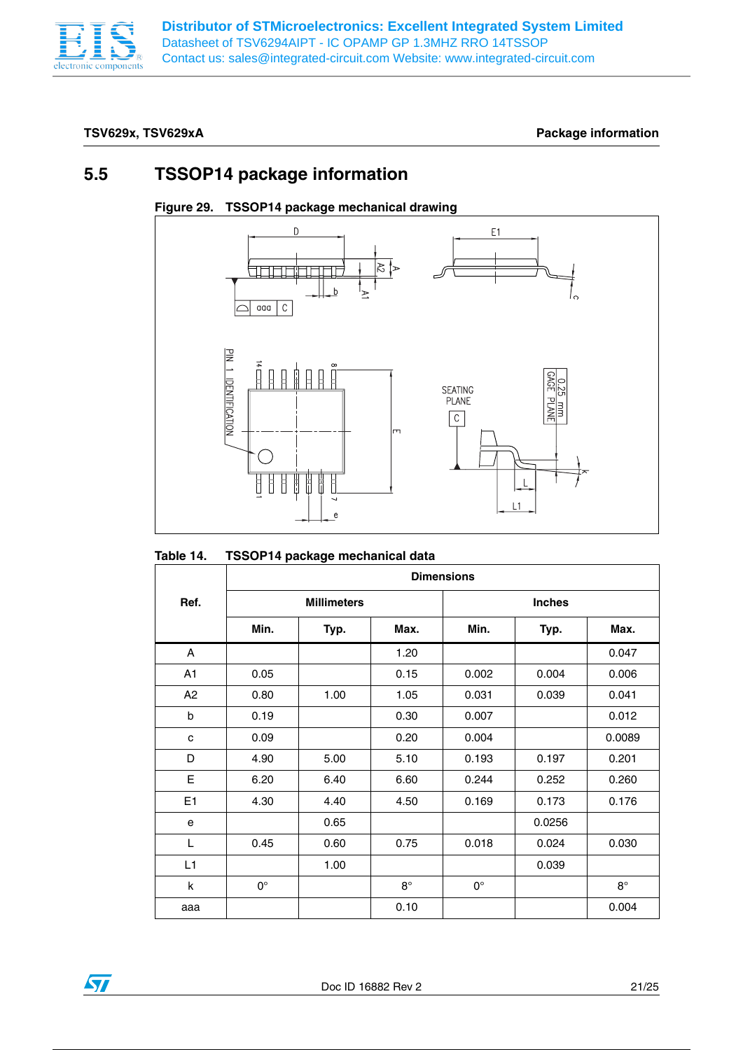## 5.5 TSSOP14 package information

**Figure 29. TSSOP14 package mechanical drawing**

**Table 14. TSSOP14 package mechanical data**

| Ref. | Dimensions | | | | | |
|---|---|---|---|---|---|---|
| | Millimeters | | | Inches | | |
| | Min. | Typ. | Max. | Min. | Typ. | Max. |
| A | | | 1.20 | | | 0.047 |
| A1 | 0.05 | | 0.15 | 0.002 | 0.004 | 0.006 |
| A2 | 0.80 | 1.00 | 1.05 | 0.031 | 0.039 | 0.041 |
| b | 0.19 | | 0.30 | 0.007 | | 0.012 |
| c | 0.09 | | 0.20 | 0.004 | | 0.0089 |
| D | 4.90 | 5.00 | 5.10 | 0.193 | 0.197 | 0.201 |
| E | 6.20 | 6.40 | 6.60 | 0.244 | 0.252 | 0.260 |
| E1 | 4.30 | 4.40 | 4.50 | 0.169 | 0.173 | 0.176 |
| e | | 0.65 | | | 0.0256 | |
| L | 0.45 | 0.60 | 0.75 | 0.018 | 0.024 | 0.030 |
| L1 | | 1.00 | | | 0.039 | |
| k | 0° | | 8° | 0° | | 8° |
| aaa | | | 0.10 | | | 0.004 |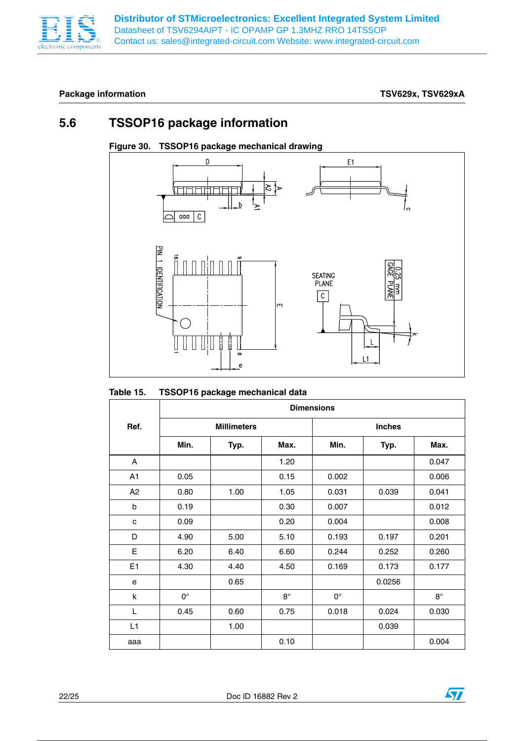## 5.6 TSSOP16 package information

**Figure 30. TSSOP16 package mechanical drawing**

**Table 15. TSSOP16 package mechanical data**

| Ref. | Dimensions | | | | | |
|---|---|---|---|---|---|---|
| | Millimeters | | | Inches | | |
| | Min. | Typ. | Max. | Min. | Typ. | Max. |
| A | | | 1.20 | | | 0.047 |
| A1 | 0.05 | | 0.15 | 0.002 | | 0.006 |
| A2 | 0.80 | 1.00 | 1.05 | 0.031 | 0.039 | 0.041 |
| b | 0.19 | | 0.30 | 0.007 | | 0.012 |
| c | 0.09 | | 0.20 | 0.004 | | 0.008 |
| D | 4.90 | 5.00 | 5.10 | 0.193 | 0.197 | 0.201 |
| E | 6.20 | 6.40 | 6.60 | 0.244 | 0.252 | 0.260 |
| E1 | 4.30 | 4.40 | 4.50 | 0.169 | 0.173 | 0.177 |
| e | | 0.65 | | | 0.0256 | |
| k | 0° | | 8° | 0° | | 8° |
| L | 0.45 | 0.60 | 0.75 | 0.018 | 0.024 | 0.030 |
| L1 | | 1.00 | | | 0.039 | |
| aaa | | | 0.10 | | | 0.004 |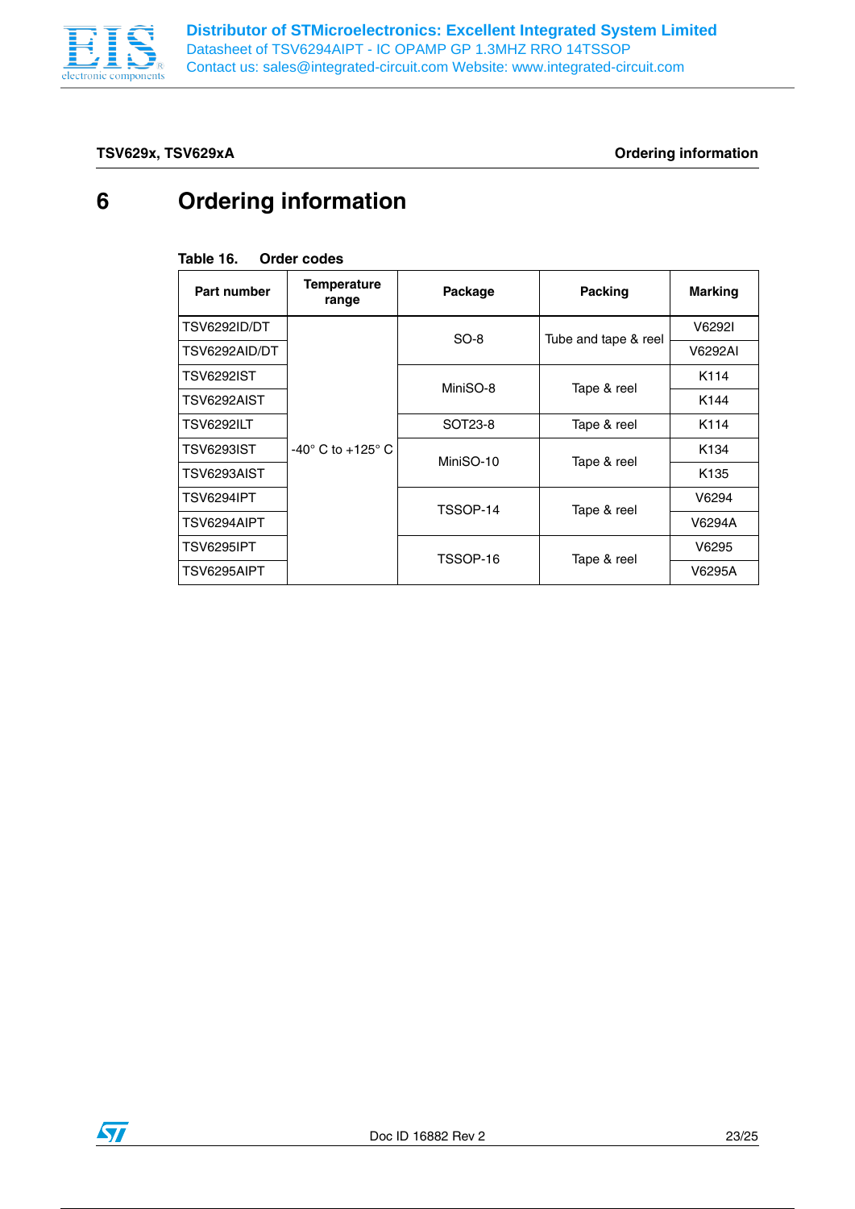# 6 Ordering information

**Table 16. Order codes**

| Part number | Temperature range | Package | Packing | Marking |
|---|---|---|---|---|
| TSV6292ID/DT | -40° C to +125° C | SO-8 | Tube and tape & reel | V6292I |
| TSV6292AID/DT | | | | V6292AI |
| TSV6292IST | | MiniSO-8 | Tape & reel | K114 |
| TSV6292AIST | | | | K144 |
| TSV6292ILT | | SOT23-8 | Tape & reel | K114 |
| TSV6293IST | | MiniSO-10 | Tape & reel | K134 |
| TSV6293AIST | | | | K135 |
| TSV6294IPT | | TSSOP-14 | Tape & reel | V6294 |
| TSV6294AIPT | | | | V6294A |
| TSV6295IPT | | TSSOP-16 | Tape & reel | V6295 |
| TSV6295AIPT | | | | V6295A |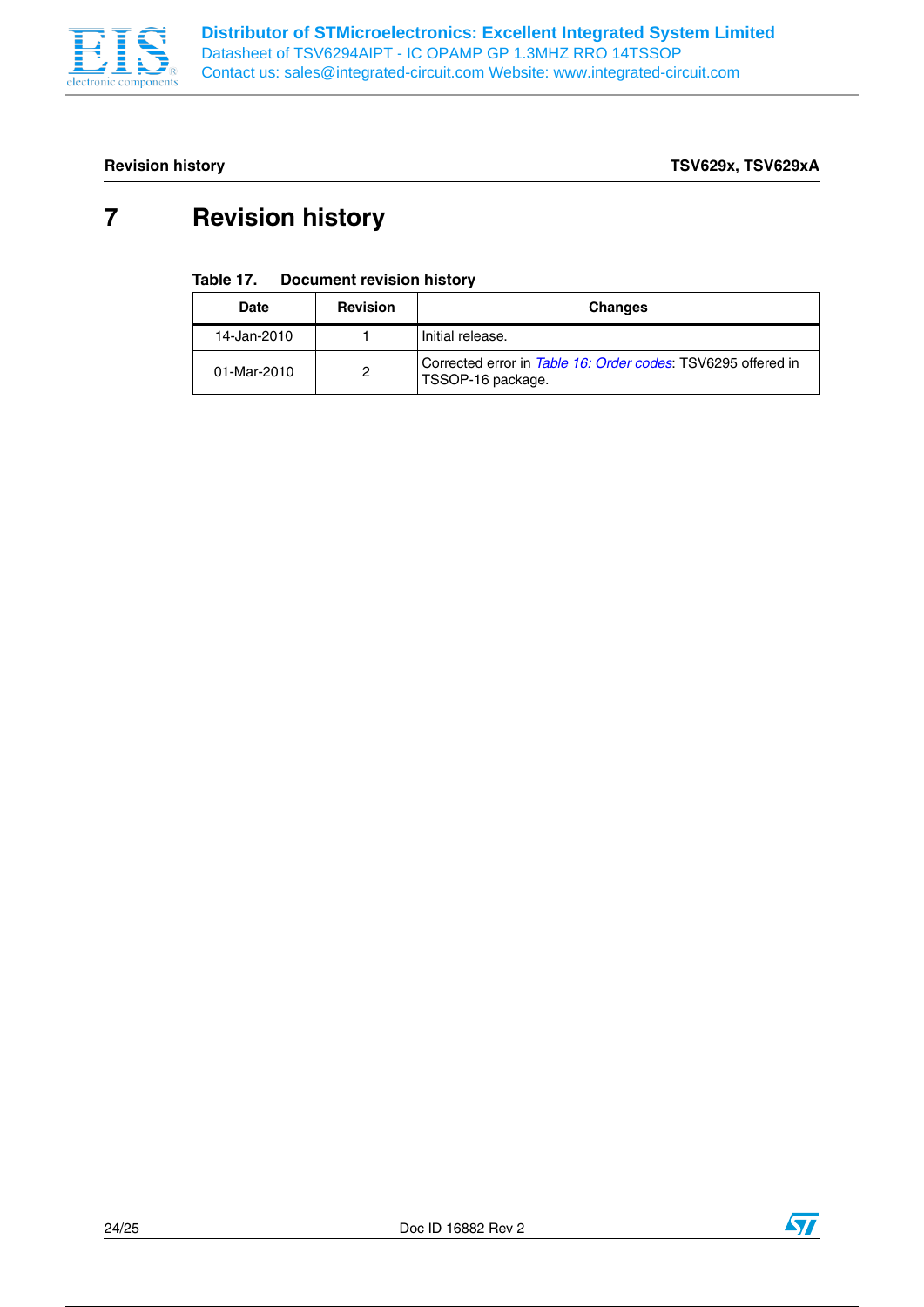# 7 Revision history

**Table 17. Document revision history**

| Date | Revision | Changes |
|---|---|---|
| 14-Jan-2010 | 1 | Initial release. |
| 01-Mar-2010 | 2 | Corrected error in *Table 16: Order codes*: TSV6295 offered in TSSOP-16 package. |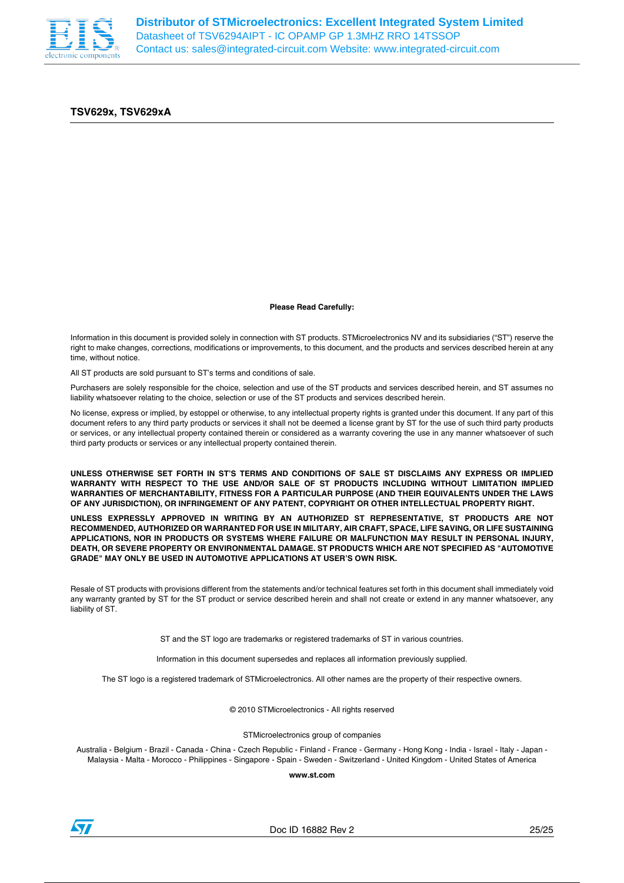**Please Read Carefully:**

Information in this document is provided solely in connection with ST products. STMicroelectronics NV and its subsidiaries (“ST”) reserve the right to make changes, corrections, modifications or improvements, to this document, and the products and services described herein at any time, without notice.

All ST products are sold pursuant to ST’s terms and conditions of sale.

Purchasers are solely responsible for the choice, selection and use of the ST products and services described herein, and ST assumes no liability whatsoever relating to the choice, selection or use of the ST products and services described herein.

No license, express or implied, by estoppel or otherwise, to any intellectual property rights is granted under this document. If any part of this document refers to any third party products or services it shall not be deemed a license grant by ST for the use of such third party products or services, or any intellectual property contained therein or considered as a warranty covering the use in any manner whatsoever of such third party products or services or any intellectual property contained therein.

**UNLESS OTHERWISE SET FORTH IN ST’S TERMS AND CONDITIONS OF SALE ST DISCLAIMS ANY EXPRESS OR IMPLIED WARRANTY WITH RESPECT TO THE USE AND/OR SALE OF ST PRODUCTS INCLUDING WITHOUT LIMITATION IMPLIED WARRANTIES OF MERCHANTABILITY, FITNESS FOR A PARTICULAR PURPOSE (AND THEIR EQUIVALENTS UNDER THE LAWS OF ANY JURISDICTION), OR INFRINGEMENT OF ANY PATENT, COPYRIGHT OR OTHER INTELLECTUAL PROPERTY RIGHT.**

**UNLESS EXPRESSLY APPROVED IN WRITING BY AN AUTHORIZED ST REPRESENTATIVE, ST PRODUCTS ARE NOT RECOMMENDED, AUTHORIZED OR WARRANTED FOR USE IN MILITARY, AIR CRAFT, SPACE, LIFE SAVING, OR LIFE SUSTAINING APPLICATIONS, NOR IN PRODUCTS OR SYSTEMS WHERE FAILURE OR MALFUNCTION MAY RESULT IN PERSONAL INJURY, DEATH, OR SEVERE PROPERTY OR ENVIRONMENTAL DAMAGE. ST PRODUCTS WHICH ARE NOT SPECIFIED AS "AUTOMOTIVE GRADE" MAY ONLY BE USED IN AUTOMOTIVE APPLICATIONS AT USER’S OWN RISK.**

Resale of ST products with provisions different from the statements and/or technical features set forth in this document shall immediately void any warranty granted by ST for the ST product or service described herein and shall not create or extend in any manner whatsoever, any liability of ST.

ST and the ST logo are trademarks or registered trademarks of ST in various countries.

Information in this document supersedes and replaces all information previously supplied.

The ST logo is a registered trademark of STMicroelectronics. All other names are the property of their respective owners.

© 2010 STMicroelectronics - All rights reserved

STMicroelectronics group of companies

Australia - Belgium - Brazil - Canada - China - Czech Republic - Finland - France - Germany - Hong Kong - India - Israel - Italy - Japan - Malaysia - Malta - Morocco - Philippines - Singapore - Spain - Sweden - Switzerland - United Kingdom - United States of America

**www.st.com**